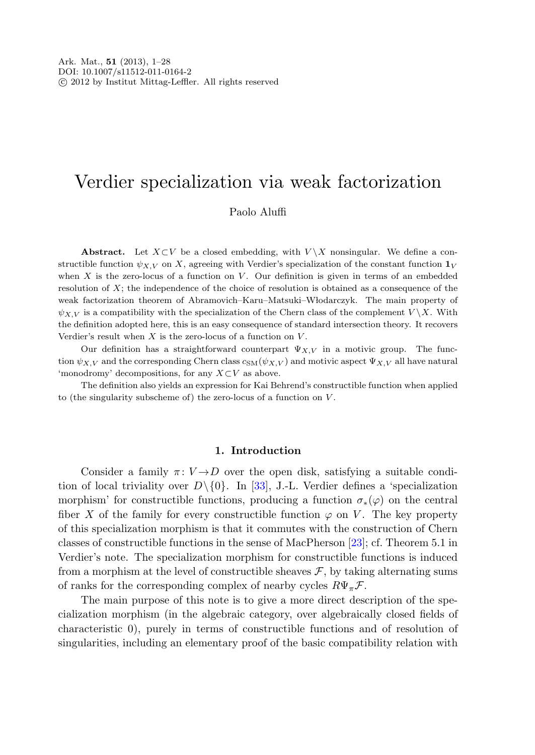# Verdier specialization via weak factorization

Paolo Aluffi

**Abstract.** Let $X \subset V$ be a closed embedding, with $V \setminus X$ nonsingular. We define a constructible function $\psi_{X,V}$ on $X$, agreeing with Verdier's specialization of the constant function $\mathbf{1}_V$ when $X$ is the zero-locus of a function on $V$. Our definition is given in terms of an embedded resolution of $X$; the independence of the choice of resolution is obtained as a consequence of the weak factorization theorem of Abramovich–Karu–Matsuki–Włodarczyk. The main property of $\psi_{X,V}$ is a compatibility with the specialization of the Chern class of the complement $V \setminus X$. With the definition adopted here, this is an easy consequence of standard intersection theory. It recovers Verdier's result when $X$ is the zero-locus of a function on $V$.

Our definition has a straightforward counterpart $\Psi_{X,V}$ in a motivic group. The function $\psi_{X,V}$ and the corresponding Chern class $c_{\mathrm{SM}}(\psi_{X,V})$ and motivic aspect $\Psi_{X,V}$ all have natural 'monodromy' decompositions, for any $X \subset V$ as above.

The definition also yields an expression for Kai Behrend's constructible function when applied to (the singularity subscheme of) the zero-locus of a function on $V$.

## 1. Introduction

Consider a family $\pi\colon V \to D$ over the open disk, satisfying a suitable condition of local triviality over $D \setminus \{0\}$. In [33], J.-L. Verdier defines a 'specialization morphism' for constructible functions, producing a function $\sigma_*(\varphi)$ on the central fiber $X$ of the family for every constructible function $\varphi$ on $V$. The key property of this specialization morphism is that it commutes with the construction of Chern classes of constructible functions in the sense of MacPherson [23]; cf. Theorem 5.1 in Verdier's note. The specialization morphism for constructible functions is induced from a morphism at the level of constructible sheaves $\mathcal{F}$, by taking alternating sums of ranks for the corresponding complex of nearby cycles $R\Psi_\pi \mathcal{F}$.

The main purpose of this note is to give a more direct description of the specialization morphism (in the algebraic category, over algebraically closed fields of characteristic 0), purely in terms of constructible functions and of resolution of singularities, including an elementary proof of the basic compatibility relation with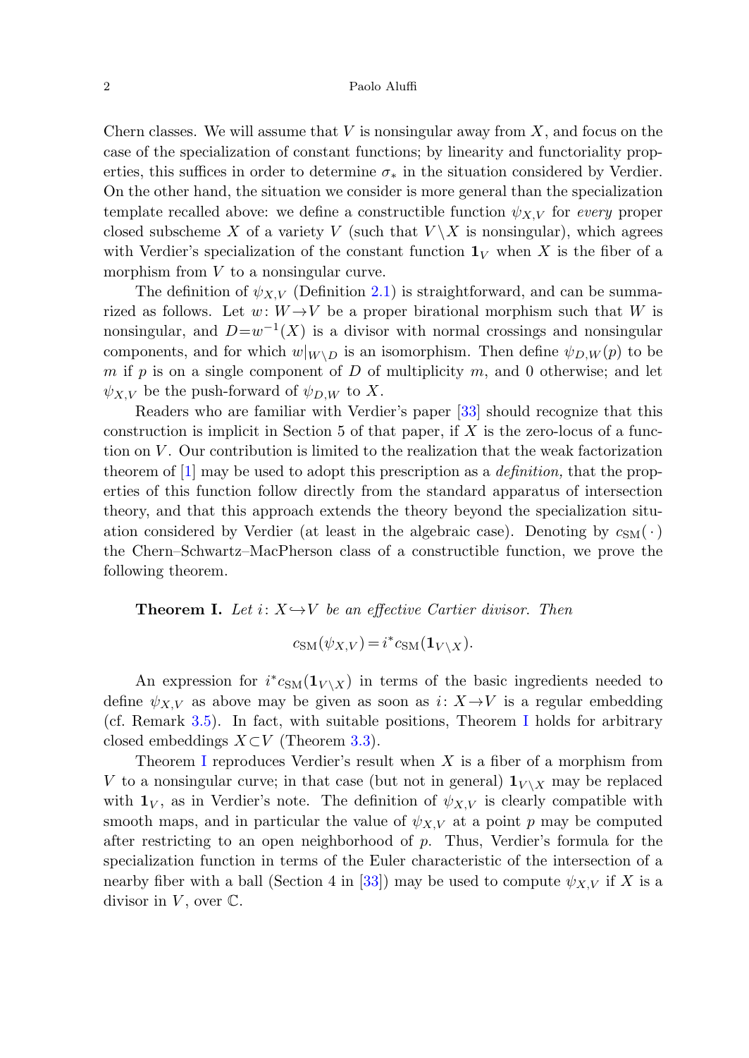Chern classes. We will assume that $V$ is nonsingular away from $X$, and focus on the case of the specialization of constant functions; by linearity and functoriality properties, this suffices in order to determine $\sigma_*$ in the situation considered by Verdier. On the other hand, the situation we consider is more general than the specialization template recalled above: we define a constructible function $\psi_{X,V}$ for *every* proper closed subscheme $X$ of a variety $V$ (such that $V \setminus X$ is nonsingular), which agrees with Verdier's specialization of the constant function $\mathbf{1}_V$ when $X$ is the fiber of a morphism from $V$ to a nonsingular curve.

The definition of $\psi_{X,V}$ (Definition 2.1) is straightforward, and can be summarized as follows. Let $w\colon W \to V$ be a proper birational morphism such that $W$ is nonsingular, and $D = w^{-1}(X)$ is a divisor with normal crossings and nonsingular components, and for which $w|_{W\setminus D}$ is an isomorphism. Then define $\psi_{D,W}(p)$ to be $m$ if $p$ is on a single component of $D$ of multiplicity $m$, and 0 otherwise; and let $\psi_{X,V}$ be the push-forward of $\psi_{D,W}$ to $X$.

Readers who are familiar with Verdier's paper [33] should recognize that this construction is implicit in Section 5 of that paper, if $X$ is the zero-locus of a function on $V$. Our contribution is limited to the realization that the weak factorization theorem of [1] may be used to adopt this prescription as a *definition,* that the properties of this function follow directly from the standard apparatus of intersection theory, and that this approach extends the theory beyond the specialization situation considered by Verdier (at least in the algebraic case). Denoting by $c_{\mathrm{SM}}(\,\cdot\,)$ the Chern–Schwartz–MacPherson class of a constructible function, we prove the following theorem.

**Theorem I.** *Let $i\colon X \hookrightarrow V$ be an effective Cartier divisor. Then*

$$c_{\mathrm{SM}}(\psi_{X,V}) = i^* c_{\mathrm{SM}}(\mathbf{1}_{V\setminus X}).$$

An expression for $i^* c_{\mathrm{SM}}(\mathbf{1}_{V\setminus X})$ in terms of the basic ingredients needed to define $\psi_{X,V}$ as above may be given as soon as $i\colon X \to V$ is a regular embedding (cf. Remark 3.5). In fact, with suitable positions, Theorem I holds for arbitrary closed embeddings $X \subset V$ (Theorem 3.3).

Theorem I reproduces Verdier's result when $X$ is a fiber of a morphism from $V$ to a nonsingular curve; in that case (but not in general) $\mathbf{1}_{V\setminus X}$ may be replaced with $\mathbf{1}_V$, as in Verdier's note. The definition of $\psi_{X,V}$ is clearly compatible with smooth maps, and in particular the value of $\psi_{X,V}$ at a point $p$ may be computed after restricting to an open neighborhood of $p$. Thus, Verdier's formula for the specialization function in terms of the Euler characteristic of the intersection of a nearby fiber with a ball (Section 4 in [33]) may be used to compute $\psi_{X,V}$ if $X$ is a divisor in $V$, over $\mathbb{C}$.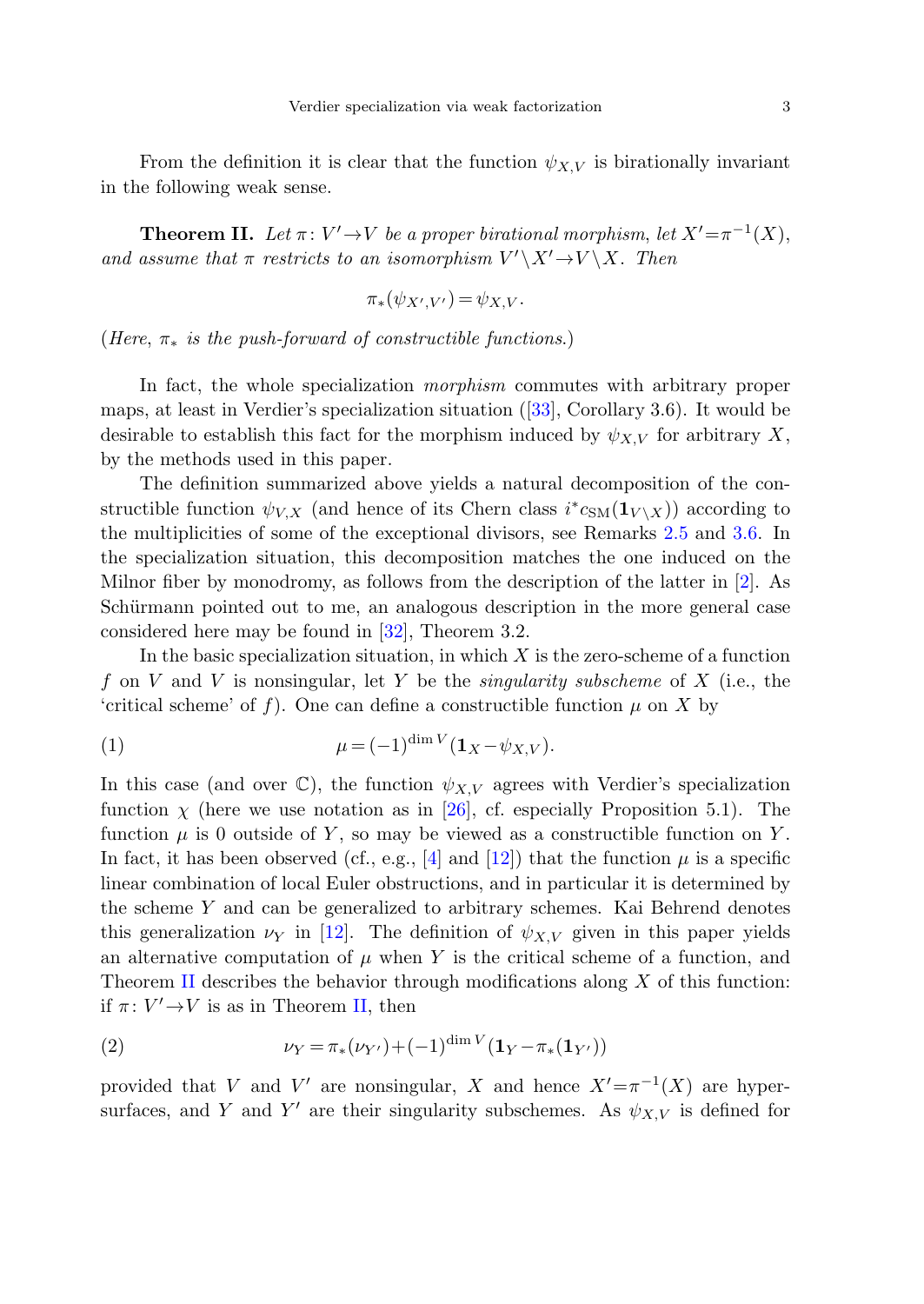From the definition it is clear that the function $\psi_{X,V}$ is birationally invariant in the following weak sense.

**Theorem II.** *Let $\pi\colon V'\to V$ be a proper birational morphism, let $X'=\pi^{-1}(X)$, and assume that $\pi$ restricts to an isomorphism $V'\setminus X'\to V\setminus X$. Then*

$$\pi_*(\psi_{X',V'})=\psi_{X,V}.$$

(*Here, $\pi_*$ is the push-forward of constructible functions.*)

In fact, the whole specialization *morphism* commutes with arbitrary proper maps, at least in Verdier's specialization situation ([33], Corollary 3.6). It would be desirable to establish this fact for the morphism induced by $\psi_{X,V}$ for arbitrary $X$, by the methods used in this paper.

The definition summarized above yields a natural decomposition of the constructible function $\psi_{V,X}$ (and hence of its Chern class $i^*c_{\mathrm{SM}}(\mathbf{1}_{V\setminus X})$) according to the multiplicities of some of the exceptional divisors, see Remarks 2.5 and 3.6. In the specialization situation, this decomposition matches the one induced on the Milnor fiber by monodromy, as follows from the description of the latter in [2]. As Schürmann pointed out to me, an analogous description in the more general case considered here may be found in [32], Theorem 3.2.

In the basic specialization situation, in which $X$ is the zero-scheme of a function $f$ on $V$ and $V$ is nonsingular, let $Y$ be the *singularity subscheme* of $X$ (i.e., the 'critical scheme' of $f$). One can define a constructible function $\mu$ on $X$ by

$$\mu=(-1)^{\dim V}(\mathbf{1}_X-\psi_{X,V}). \tag{1}$$

In this case (and over $\mathbb{C}$), the function $\psi_{X,V}$ agrees with Verdier's specialization function $\chi$ (here we use notation as in [26], cf. especially Proposition 5.1). The function $\mu$ is 0 outside of $Y$, so may be viewed as a constructible function on $Y$. In fact, it has been observed (cf., e.g., [4] and [12]) that the function $\mu$ is a specific linear combination of local Euler obstructions, and in particular it is determined by the scheme $Y$ and can be generalized to arbitrary schemes. Kai Behrend denotes this generalization $\nu_Y$ in [12]. The definition of $\psi_{X,V}$ given in this paper yields an alternative computation of $\mu$ when $Y$ is the critical scheme of a function, and Theorem II describes the behavior through modifications along $X$ of this function: if $\pi\colon V'\to V$ is as in Theorem II, then

$$\nu_Y=\pi_*(\nu_{Y'})+(-1)^{\dim V}(\mathbf{1}_Y-\pi_*(\mathbf{1}_{Y'})) \tag{2}$$

provided that $V$ and $V'$ are nonsingular, $X$ and hence $X'=\pi^{-1}(X)$ are hypersurfaces, and $Y$ and $Y'$ are their singularity subschemes. As $\psi_{X,V}$ is defined for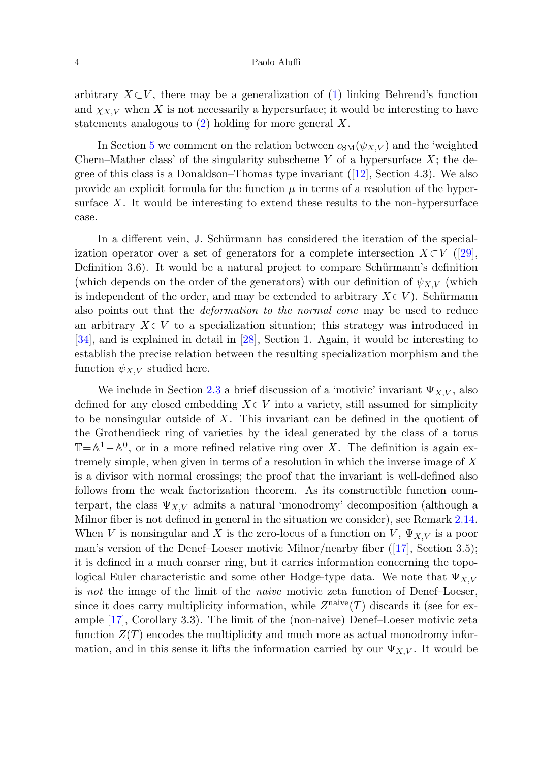arbitrary $X \subset V$, there may be a generalization of (1) linking Behrend's function and $\chi_{X,V}$ when $X$ is not necessarily a hypersurface; it would be interesting to have statements analogous to (2) holding for more general $X$.

In Section 5 we comment on the relation between $c_{\rm SM}(\psi_{X,V})$ and the 'weighted Chern–Mather class' of the singularity subscheme $Y$ of a hypersurface $X$; the degree of this class is a Donaldson–Thomas type invariant ([12], Section 4.3). We also provide an explicit formula for the function $\mu$ in terms of a resolution of the hypersurface $X$. It would be interesting to extend these results to the non-hypersurface case.

In a different vein, J. Schürmann has considered the iteration of the specialization operator over a set of generators for a complete intersection $X \subset V$ ([29], Definition 3.6). It would be a natural project to compare Schürmann's definition (which depends on the order of the generators) with our definition of $\psi_{X,V}$ (which is independent of the order, and may be extended to arbitrary $X \subset V$). Schürmann also points out that the *deformation to the normal cone* may be used to reduce an arbitrary $X \subset V$ to a specialization situation; this strategy was introduced in [34], and is explained in detail in [28], Section 1. Again, it would be interesting to establish the precise relation between the resulting specialization morphism and the function $\psi_{X,V}$ studied here.

We include in Section 2.3 a brief discussion of a 'motivic' invariant $\Psi_{X,V}$, also defined for any closed embedding $X \subset V$ into a variety, still assumed for simplicity to be nonsingular outside of $X$. This invariant can be defined in the quotient of the Grothendieck ring of varieties by the ideal generated by the class of a torus $\mathbb{T} = \mathbb{A}^1 - \mathbb{A}^0$, or in a more refined relative ring over $X$. The definition is again extremely simple, when given in terms of a resolution in which the inverse image of $X$ is a divisor with normal crossings; the proof that the invariant is well-defined also follows from the weak factorization theorem. As its constructible function counterpart, the class $\Psi_{X,V}$ admits a natural 'monodromy' decomposition (although a Milnor fiber is not defined in general in the situation we consider), see Remark 2.14. When $V$ is nonsingular and $X$ is the zero-locus of a function on $V$, $\Psi_{X,V}$ is a poor man's version of the Denef–Loeser motivic Milnor/nearby fiber ([17], Section 3.5); it is defined in a much coarser ring, but it carries information concerning the topological Euler characteristic and some other Hodge-type data. We note that $\Psi_{X,V}$ is *not* the image of the limit of the *naive* motivic zeta function of Denef–Loeser, since it does carry multiplicity information, while $Z^{\rm naive}(T)$ discards it (see for example [17], Corollary 3.3). The limit of the (non-naive) Denef–Loeser motivic zeta function $Z(T)$ encodes the multiplicity and much more as actual monodromy information, and in this sense it lifts the information carried by our $\Psi_{X,V}$. It would be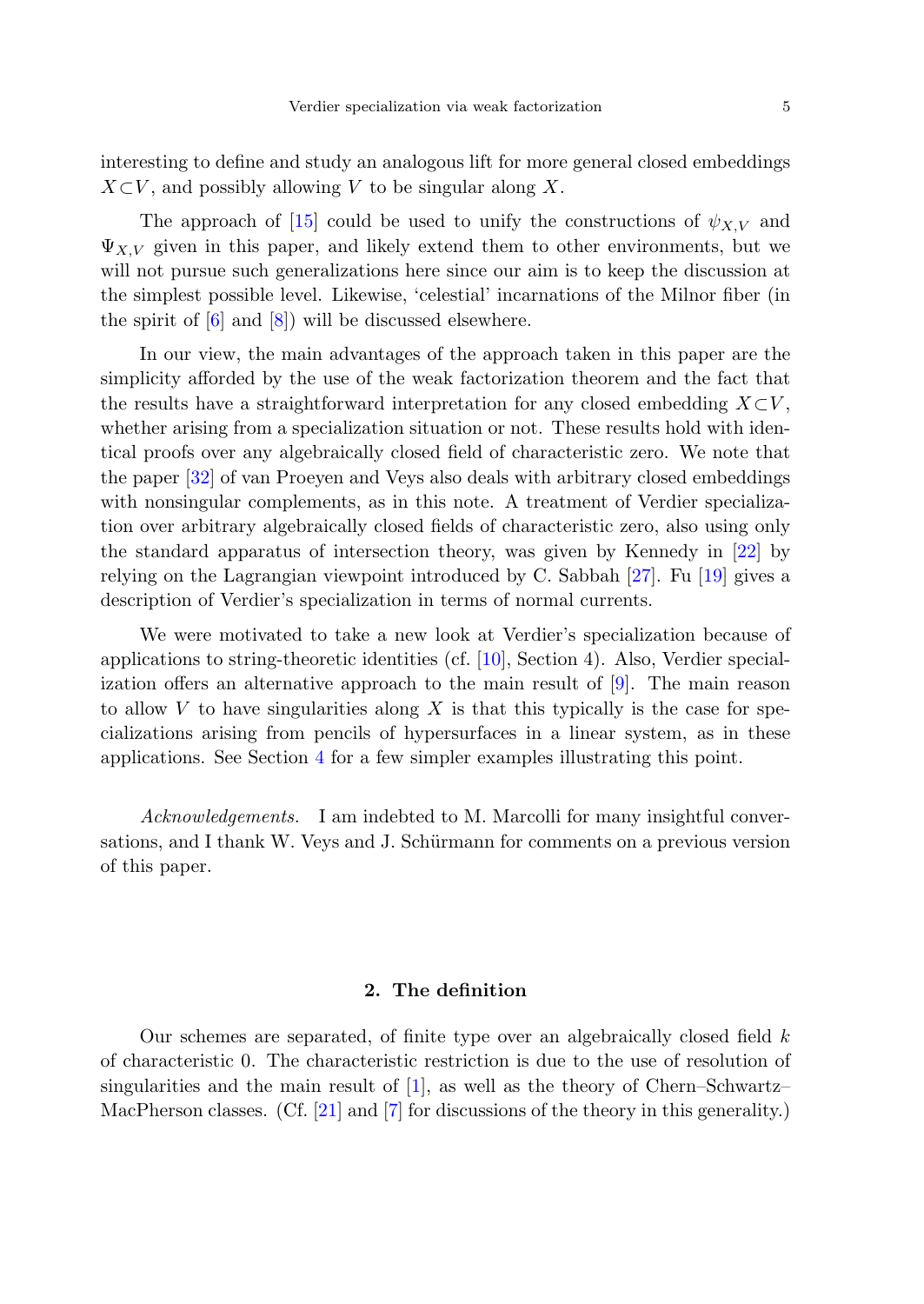interesting to define and study an analogous lift for more general closed embeddings $X \subset V$, and possibly allowing $V$ to be singular along $X$.

The approach of [15] could be used to unify the constructions of $\psi_{X,V}$ and $\Psi_{X,V}$ given in this paper, and likely extend them to other environments, but we will not pursue such generalizations here since our aim is to keep the discussion at the simplest possible level. Likewise, 'celestial' incarnations of the Milnor fiber (in the spirit of [6] and [8]) will be discussed elsewhere.

In our view, the main advantages of the approach taken in this paper are the simplicity afforded by the use of the weak factorization theorem and the fact that the results have a straightforward interpretation for any closed embedding $X \subset V$, whether arising from a specialization situation or not. These results hold with identical proofs over any algebraically closed field of characteristic zero. We note that the paper [32] of van Proeyen and Veys also deals with arbitrary closed embeddings with nonsingular complements, as in this note. A treatment of Verdier specialization over arbitrary algebraically closed fields of characteristic zero, also using only the standard apparatus of intersection theory, was given by Kennedy in [22] by relying on the Lagrangian viewpoint introduced by C. Sabbah [27]. Fu [19] gives a description of Verdier's specialization in terms of normal currents.

We were motivated to take a new look at Verdier's specialization because of applications to string-theoretic identities (cf. [10], Section 4). Also, Verdier specialization offers an alternative approach to the main result of [9]. The main reason to allow $V$ to have singularities along $X$ is that this typically is the case for specializations arising from pencils of hypersurfaces in a linear system, as in these applications. See Section 4 for a few simpler examples illustrating this point.

*Acknowledgements.* I am indebted to M. Marcolli for many insightful conversations, and I thank W. Veys and J. Schürmann for comments on a previous version of this paper.

## 2. The definition

Our schemes are separated, of finite type over an algebraically closed field $k$ of characteristic 0. The characteristic restriction is due to the use of resolution of singularities and the main result of [1], as well as the theory of Chern–Schwartz–MacPherson classes. (Cf. [21] and [7] for discussions of the theory in this generality.)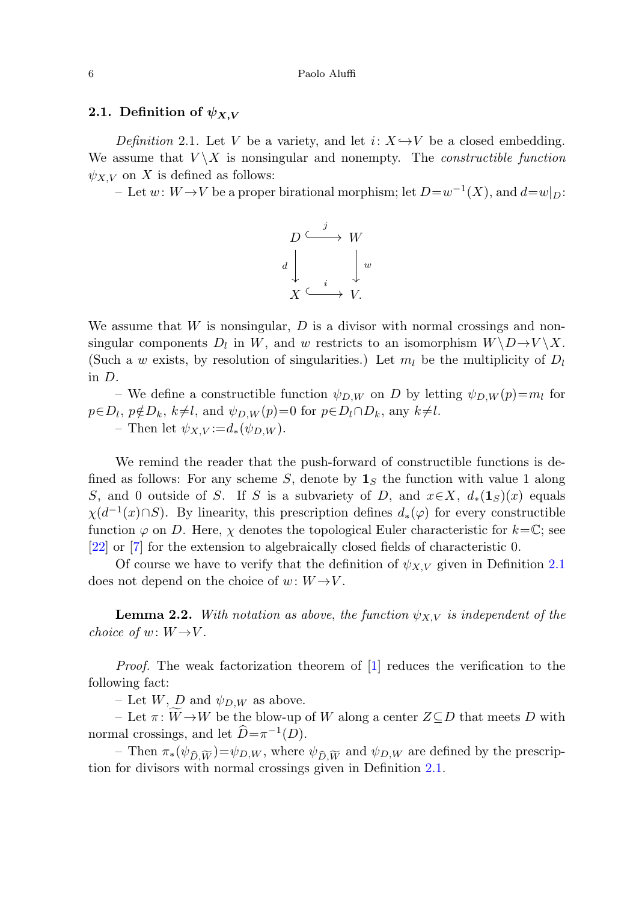### 2.1. Definition of $\psi_{X,V}$

*Definition* 2.1. Let $V$ be a variety, and let $i\colon X \hookrightarrow V$ be a closed embedding. We assume that $V \setminus X$ is nonsingular and nonempty. The *constructible function* $\psi_{X,V}$ on $X$ is defined as follows:

– Let $w\colon W \to V$ be a proper birational morphism; let $D = w^{-1}(X)$, and $d = w|_D$:

$$\begin{array}{ccc} D & \stackrel{j}{\hookrightarrow} & W \\ {\scriptstyle d}\downarrow & & \downarrow{\scriptstyle w} \\ X & \stackrel{i}{\hookrightarrow} & V. \end{array}$$

We assume that $W$ is nonsingular, $D$ is a divisor with normal crossings and nonsingular components $D_l$ in $W$, and $w$ restricts to an isomorphism $W \setminus D \to V \setminus X$. (Such a $w$ exists, by resolution of singularities.) Let $m_l$ be the multiplicity of $D_l$ in $D$.

– We define a constructible function $\psi_{D,W}$ on $D$ by letting $\psi_{D,W}(p) = m_l$ for $p \in D_l$, $p \notin D_k$, $k \neq l$, and $\psi_{D,W}(p) = 0$ for $p \in D_l \cap D_k$, any $k \neq l$.

– Then let $\psi_{X,V} := d_*(\psi_{D,W})$.

We remind the reader that the push-forward of constructible functions is defined as follows: For any scheme $S$, denote by $\mathbf{1}_S$ the function with value 1 along $S$, and 0 outside of $S$. If $S$ is a subvariety of $D$, and $x \in X$, $d_*(\mathbf{1}_S)(x)$ equals $\chi(d^{-1}(x) \cap S)$. By linearity, this prescription defines $d_*(\varphi)$ for every constructible function $\varphi$ on $D$. Here, $\chi$ denotes the topological Euler characteristic for $k = \mathbb{C}$; see [22] or [7] for the extension to algebraically closed fields of characteristic 0.

Of course we have to verify that the definition of $\psi_{X,V}$ given in Definition 2.1 does not depend on the choice of $w\colon W \to V$.

**Lemma 2.2.** *With notation as above, the function $\psi_{X,V}$ is independent of the choice of $w\colon W \to V$.*

*Proof.* The weak factorization theorem of [1] reduces the verification to the following fact:

– Let $W$, $D$ and $\psi_{D,W}$ as above.

– Let $\pi\colon \widetilde{W} \to W$ be the blow-up of $W$ along a center $Z \subseteq D$ that meets $D$ with normal crossings, and let $\widehat{D} = \pi^{-1}(D)$.

– Then $\pi_*(\psi_{\widehat{D},\widetilde{W}}) = \psi_{D,W}$, where $\psi_{\widehat{D},\widetilde{W}}$ and $\psi_{D,W}$ are defined by the prescription for divisors with normal crossings given in Definition 2.1.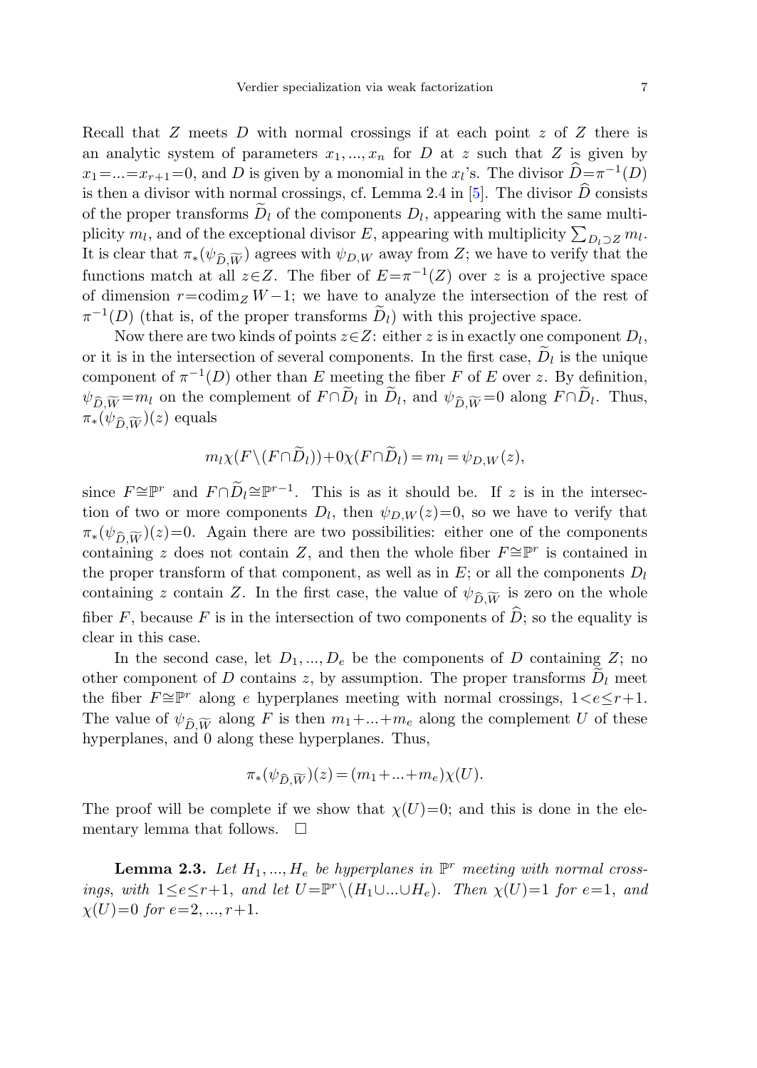Recall that $Z$ meets $D$ with normal crossings if at each point $z$ of $Z$ there is an analytic system of parameters $x_1, ..., x_n$ for $D$ at $z$ such that $Z$ is given by $x_1 = ... = x_{r+1} = 0$, and $D$ is given by a monomial in the $x_l$'s. The divisor $\widehat{D} = \pi^{-1}(D)$ is then a divisor with normal crossings, cf. Lemma 2.4 in [5]. The divisor $\widehat{D}$ consists of the proper transforms $\widetilde{D}_l$ of the components $D_l$, appearing with the same multiplicity $m_l$, and of the exceptional divisor $E$, appearing with multiplicity $\sum_{D_l \supset Z} m_l$. It is clear that $\pi_*(\psi_{\widehat{D},\widetilde{W}})$ agrees with $\psi_{D,W}$ away from $Z$; we have to verify that the functions match at all $z \in Z$. The fiber of $E = \pi^{-1}(Z)$ over $z$ is a projective space of dimension $r = \operatorname{codim}_Z W - 1$; we have to analyze the intersection of the rest of $\pi^{-1}(D)$ (that is, of the proper transforms $\widetilde{D}_l$) with this projective space.

Now there are two kinds of points $z \in Z$: either $z$ is in exactly one component $D_l$, or it is in the intersection of several components. In the first case, $\widetilde{D}_l$ is the unique component of $\pi^{-1}(D)$ other than $E$ meeting the fiber $F$ of $E$ over $z$. By definition, $\psi_{\widehat{D},\widetilde{W}} = m_l$ on the complement of $F \cap \widetilde{D}_l$ in $\widetilde{D}_l$, and $\psi_{\widehat{D},\widetilde{W}} = 0$ along $F \cap \widetilde{D}_l$. Thus, $\pi_*(\psi_{\widehat{D},\widetilde{W}})(z)$ equals

$$m_l \chi(F \setminus (F \cap \widetilde{D}_l)) + 0 \chi(F \cap \widetilde{D}_l) = m_l = \psi_{D,W}(z),$$

since $F \cong \mathbb{P}^r$ and $F \cap \widetilde{D}_l \cong \mathbb{P}^{r-1}$. This is as it should be. If $z$ is in the intersection of two or more components $D_l$, then $\psi_{D,W}(z) = 0$, so we have to verify that $\pi_*(\psi_{\widehat{D},\widetilde{W}})(z) = 0$. Again there are two possibilities: either one of the components containing $z$ does not contain $Z$, and then the whole fiber $F \cong \mathbb{P}^r$ is contained in the proper transform of that component, as well as in $E$; or all the components $D_l$ containing $z$ contain $Z$. In the first case, the value of $\psi_{\widehat{D},\widetilde{W}}$ is zero on the whole fiber $F$, because $F$ is in the intersection of two components of $\widehat{D}$; so the equality is clear in this case.

In the second case, let $D_1, ..., D_e$ be the components of $D$ containing $Z$; no other component of $D$ contains $z$, by assumption. The proper transforms $\widetilde{D}_l$ meet the fiber $F \cong \mathbb{P}^r$ along $e$ hyperplanes meeting with normal crossings, $1 < e \leq r+1$. The value of $\psi_{\widehat{D},\widetilde{W}}$ along $F$ is then $m_1 + ... + m_e$ along the complement $U$ of these hyperplanes, and 0 along these hyperplanes. Thus,

$$\pi_*(\psi_{\widehat{D},\widetilde{W}})(z) = (m_1 + ... + m_e)\chi(U).$$

The proof will be complete if we show that $\chi(U) = 0$; and this is done in the elementary lemma that follows. $\square$

**Lemma 2.3.** *Let $H_1, ..., H_e$ be hyperplanes in $\mathbb{P}^r$ meeting with normal crossings, with $1 \leq e \leq r+1$, and let $U = \mathbb{P}^r \setminus (H_1 \cup ... \cup H_e)$. Then $\chi(U) = 1$ for $e = 1$, and $\chi(U) = 0$ for $e = 2, ..., r+1$.*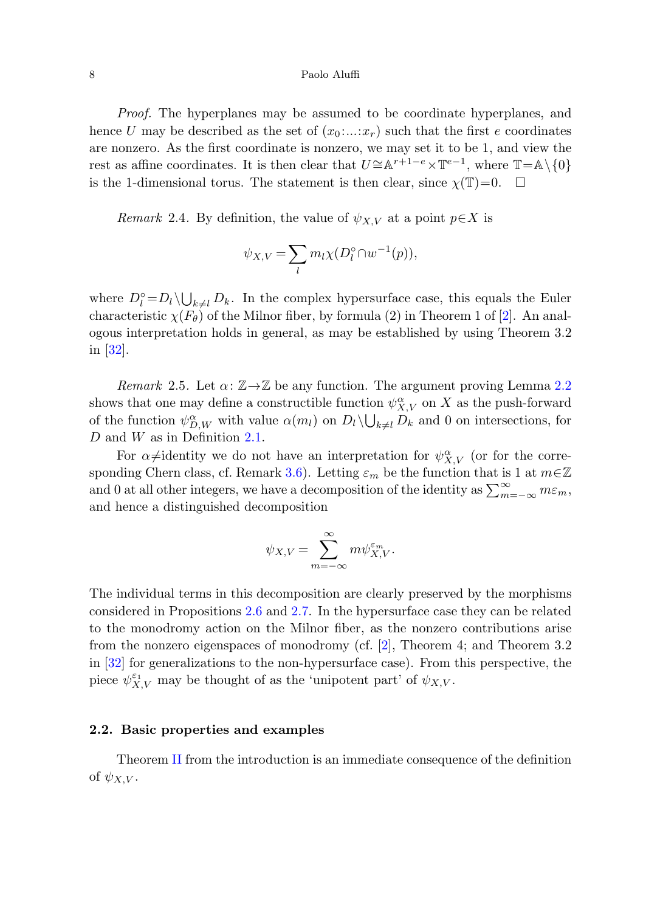*Proof.* The hyperplanes may be assumed to be coordinate hyperplanes, and hence $U$ may be described as the set of $(x_0:...:x_r)$ such that the first $e$ coordinates are nonzero. As the first coordinate is nonzero, we may set it to be 1, and view the rest as affine coordinates. It is then clear that $U \cong \mathbb{A}^{r+1-e} \times \mathbb{T}^{e-1}$, where $\mathbb{T} = \mathbb{A} \setminus \{0\}$ is the 1-dimensional torus. The statement is then clear, since $\chi(\mathbb{T}) = 0$. $\square$

*Remark* 2.4. By definition, the value of $\psi_{X,V}$ at a point $p \in X$ is

$$\psi_{X,V} = \sum_l m_l \chi(D_l^\circ \cap w^{-1}(p)),$$

where $D_l^\circ = D_l \setminus \bigcup_{k \neq l} D_k$. In the complex hypersurface case, this equals the Euler characteristic $\chi(F_\theta)$ of the Milnor fiber, by formula (2) in Theorem 1 of [2]. An analogous interpretation holds in general, as may be established by using Theorem 3.2 in [32].

*Remark* 2.5. Let $\alpha\colon \mathbb{Z} \to \mathbb{Z}$ be any function. The argument proving Lemma 2.2 shows that one may define a constructible function $\psi_{X,V}^\alpha$ on $X$ as the push-forward of the function $\psi_{D,W}^\alpha$ with value $\alpha(m_l)$ on $D_l \setminus \bigcup_{k \neq l} D_k$ and 0 on intersections, for $D$ and $W$ as in Definition 2.1.

For $\alpha \neq$identity we do not have an interpretation for $\psi_{X,V}^\alpha$ (or for the corresponding Chern class, cf. Remark 3.6). Letting $\varepsilon_m$ be the function that is 1 at $m \in \mathbb{Z}$ and 0 at all other integers, we have a decomposition of the identity as $\sum_{m=-\infty}^{\infty} m\varepsilon_m$, and hence a distinguished decomposition

$$\psi_{X,V} = \sum_{m=-\infty}^{\infty} m \psi_{X,V}^{\varepsilon_m}.$$

The individual terms in this decomposition are clearly preserved by the morphisms considered in Propositions 2.6 and 2.7. In the hypersurface case they can be related to the monodromy action on the Milnor fiber, as the nonzero contributions arise from the nonzero eigenspaces of monodromy (cf. [2], Theorem 4; and Theorem 3.2 in [32] for generalizations to the non-hypersurface case). From this perspective, the piece $\psi_{X,V}^{\varepsilon_1}$ may be thought of as the 'unipotent part' of $\psi_{X,V}$.

### 2.2. Basic properties and examples

Theorem II from the introduction is an immediate consequence of the definition of $\psi_{X,V}$.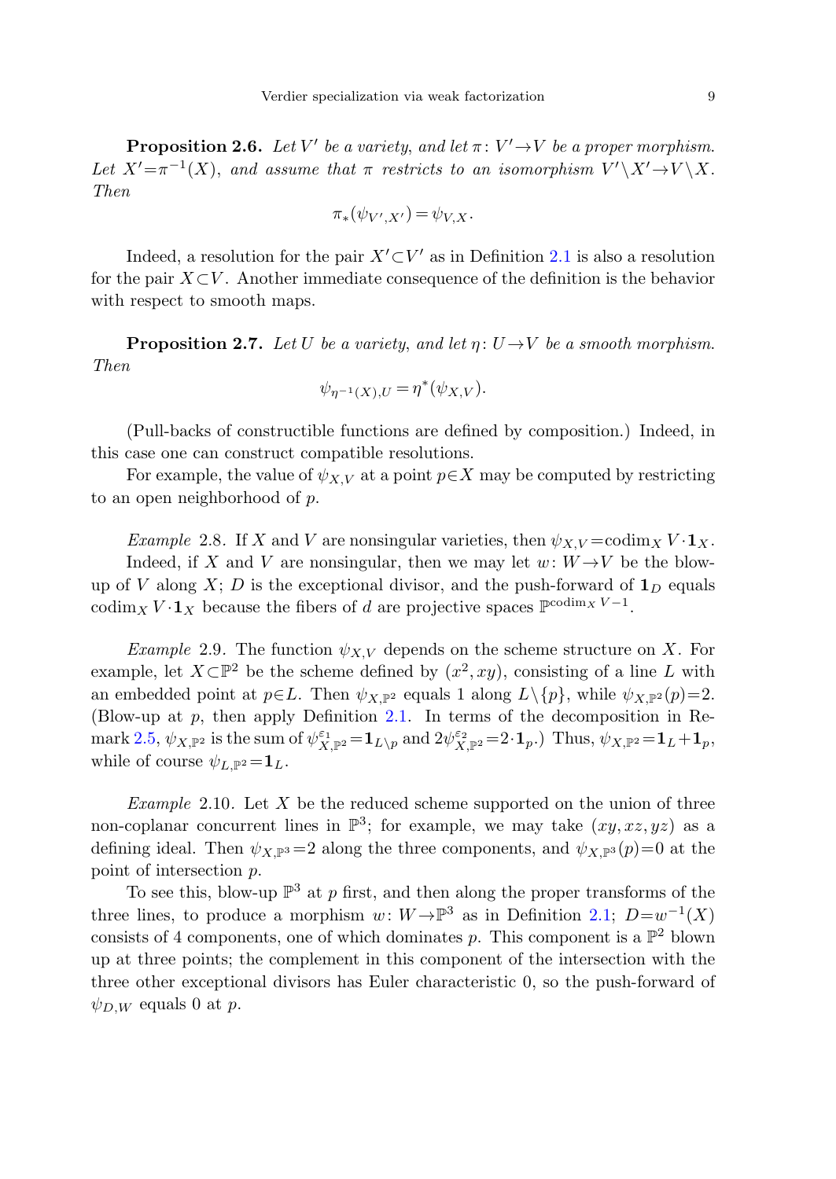**Proposition 2.6.** *Let $V'$ be a variety, and let $\pi\colon V'\to V$ be a proper morphism. Let $X'=\pi^{-1}(X)$, and assume that $\pi$ restricts to an isomorphism $V'\setminus X'\to V\setminus X$. Then*

$$\pi_*(\psi_{V',X'})=\psi_{V,X}.$$

Indeed, a resolution for the pair $X'\subset V'$ as in Definition 2.1 is also a resolution for the pair $X\subset V$. Another immediate consequence of the definition is the behavior with respect to smooth maps.

**Proposition 2.7.** *Let $U$ be a variety, and let $\eta\colon U\to V$ be a smooth morphism. Then*

$$\psi_{\eta^{-1}(X),U}=\eta^*(\psi_{X,V}).$$

(Pull-backs of constructible functions are defined by composition.) Indeed, in this case one can construct compatible resolutions.

For example, the value of $\psi_{X,V}$ at a point $p\in X$ may be computed by restricting to an open neighborhood of $p$.

*Example* 2.8. If $X$ and $V$ are nonsingular varieties, then $\psi_{X,V}=\operatorname{codim}_X V\cdot\mathbf{1}_X$.

Indeed, if $X$ and $V$ are nonsingular, then we may let $w\colon W\to V$ be the blow-up of $V$ along $X$; $D$ is the exceptional divisor, and the push-forward of $\mathbf{1}_D$ equals $\operatorname{codim}_X V\cdot\mathbf{1}_X$ because the fibers of $d$ are projective spaces $\mathbb{P}^{\operatorname{codim}_X V-1}$.

*Example* 2.9. The function $\psi_{X,V}$ depends on the scheme structure on $X$. For example, let $X\subset\mathbb{P}^2$ be the scheme defined by $(x^2,xy)$, consisting of a line $L$ with an embedded point at $p\in L$. Then $\psi_{X,\mathbb{P}^2}$ equals 1 along $L\setminus\{p\}$, while $\psi_{X,\mathbb{P}^2}(p)=2$. (Blow-up at $p$, then apply Definition 2.1. In terms of the decomposition in Remark 2.5, $\psi_{X,\mathbb{P}^2}$ is the sum of $\psi^{\varepsilon_1}_{X,\mathbb{P}^2}=\mathbf{1}_{L\setminus p}$ and $2\psi^{\varepsilon_2}_{X,\mathbb{P}^2}=2\cdot\mathbf{1}_p$.) Thus, $\psi_{X,\mathbb{P}^2}=\mathbf{1}_L+\mathbf{1}_p$, while of course $\psi_{L,\mathbb{P}^2}=\mathbf{1}_L$.

*Example* 2.10. Let $X$ be the reduced scheme supported on the union of three non-coplanar concurrent lines in $\mathbb{P}^3$; for example, we may take $(xy,xz,yz)$ as a defining ideal. Then $\psi_{X,\mathbb{P}^3}=2$ along the three components, and $\psi_{X,\mathbb{P}^3}(p)=0$ at the point of intersection $p$.

To see this, blow-up $\mathbb{P}^3$ at $p$ first, and then along the proper transforms of the three lines, to produce a morphism $w\colon W\to\mathbb{P}^3$ as in Definition 2.1; $D=w^{-1}(X)$ consists of 4 components, one of which dominates $p$. This component is a $\mathbb{P}^2$ blown up at three points; the complement in this component of the intersection with the three other exceptional divisors has Euler characteristic 0, so the push-forward of $\psi_{D,W}$ equals 0 at $p$.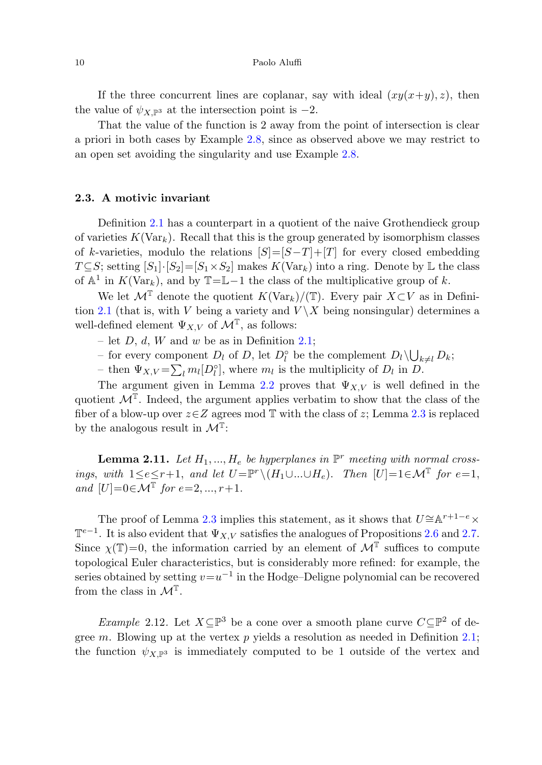If the three concurrent lines are coplanar, say with ideal $(xy(x+y), z)$, then the value of $\psi_{X,\mathbb{P}^3}$ at the intersection point is $-2$.

That the value of the function is 2 away from the point of intersection is clear a priori in both cases by Example 2.8, since as observed above we may restrict to an open set avoiding the singularity and use Example 2.8.

### 2.3. A motivic invariant

Definition 2.1 has a counterpart in a quotient of the naive Grothendieck group of varieties $K(\mathrm{Var}_k)$. Recall that this is the group generated by isomorphism classes of $k$-varieties, modulo the relations $[S]=[S-T]+[T]$ for every closed embedding $T\subseteq S$; setting $[S_1]\cdot[S_2]=[S_1\times S_2]$ makes $K(\mathrm{Var}_k)$ into a ring. Denote by $\mathbb{L}$ the class of $\mathbb{A}^1$ in $K(\mathrm{Var}_k)$, and by $\mathbb{T}=\mathbb{L}-1$ the class of the multiplicative group of $k$.

We let $\mathcal{M}^{\mathbb{T}}$ denote the quotient $K(\mathrm{Var}_k)/(\mathbb{T})$. Every pair $X\subset V$ as in Definition 2.1 (that is, with $V$ being a variety and $V\setminus X$ being nonsingular) determines a well-defined element $\Psi_{X,V}$ of $\mathcal{M}^{\mathbb{T}}$, as follows:

- let $D$, $d$, $W$ and $w$ be as in Definition 2.1;
- for every component $D_l$ of $D$, let $D_l^\circ$ be the complement $D_l\setminus\bigcup_{k\neq l} D_k$;
- then $\Psi_{X,V}=\sum_l m_l[D_l^\circ]$, where $m_l$ is the multiplicity of $D_l$ in $D$.

The argument given in Lemma 2.2 proves that $\Psi_{X,V}$ is well defined in the quotient $\mathcal{M}^{\mathbb{T}}$. Indeed, the argument applies verbatim to show that the class of the fiber of a blow-up over $z\in Z$ agrees mod $\mathbb{T}$ with the class of $z$; Lemma 2.3 is replaced by the analogous result in $\mathcal{M}^{\mathbb{T}}$:

**Lemma 2.11.** *Let $H_1,\dots,H_e$ be hyperplanes in $\mathbb{P}^r$ meeting with normal crossings, with $1\le e\le r+1$, and let $U=\mathbb{P}^r\setminus(H_1\cup\dots\cup H_e)$. Then $[U]=1\in\mathcal{M}^{\mathbb{T}}$ for $e=1$, and $[U]=0\in\mathcal{M}^{\mathbb{T}}$ for $e=2,\dots,r+1$.*

The proof of Lemma 2.3 implies this statement, as it shows that $U\cong\mathbb{A}^{r+1-e}\times\mathbb{T}^{e-1}$. It is also evident that $\Psi_{X,V}$ satisfies the analogues of Propositions 2.6 and 2.7. Since $\chi(\mathbb{T})=0$, the information carried by an element of $\mathcal{M}^{\mathbb{T}}$ suffices to compute topological Euler characteristics, but is considerably more refined: for example, the series obtained by setting $v=u^{-1}$ in the Hodge–Deligne polynomial can be recovered from the class in $\mathcal{M}^{\mathbb{T}}$.

*Example* 2.12. Let $X\subseteq\mathbb{P}^3$ be a cone over a smooth plane curve $C\subseteq\mathbb{P}^2$ of degree $m$. Blowing up at the vertex $p$ yields a resolution as needed in Definition 2.1; the function $\psi_{X,\mathbb{P}^3}$ is immediately computed to be 1 outside of the vertex and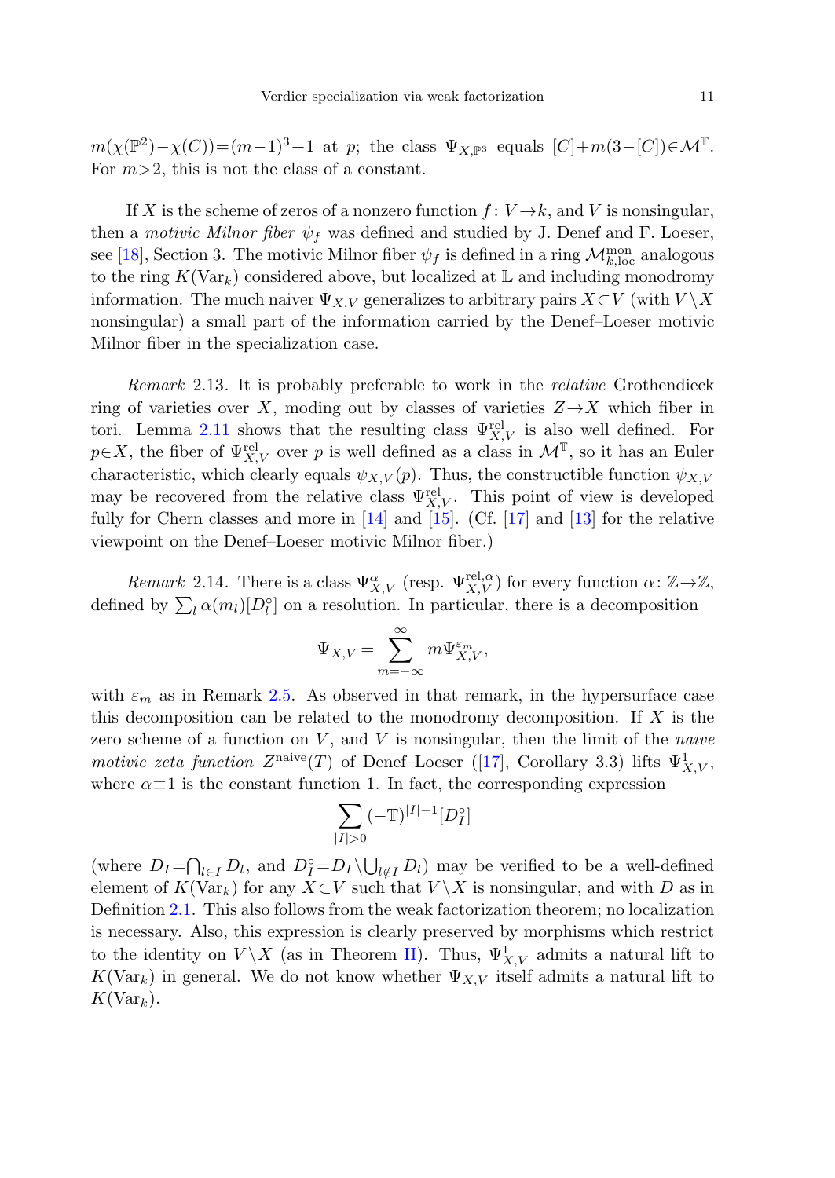$m(\chi(\mathbb{P}^2)-\chi(C))=(m-1)^3+1$ at $p$; the class $\Psi_{X,\mathbb{P}^3}$ equals $[C]+m(3-[C])\in\mathcal{M}^{\mathbb{T}}$. For $m>2$, this is not the class of a constant.

If $X$ is the scheme of zeros of a nonzero function $f\colon V\to k$, and $V$ is nonsingular, then a *motivic Milnor fiber* $\psi_f$ was defined and studied by J. Denef and F. Loeser, see [18], Section 3. The motivic Milnor fiber $\psi_f$ is defined in a ring $\mathcal{M}^{\text{mon}}_{k,\text{loc}}$ analogous to the ring $K(\text{Var}_k)$ considered above, but localized at $\mathbb{L}$ and including monodromy information. The much naiver $\Psi_{X,V}$ generalizes to arbitrary pairs $X\subset V$ (with $V\setminus X$ nonsingular) a small part of the information carried by the Denef–Loeser motivic Milnor fiber in the specialization case.

*Remark* 2.13. It is probably preferable to work in the *relative* Grothendieck ring of varieties over $X$, moding out by classes of varieties $Z\to X$ which fiber in tori. Lemma 2.11 shows that the resulting class $\Psi^{\text{rel}}_{X,V}$ is also well defined. For $p\in X$, the fiber of $\Psi^{\text{rel}}_{X,V}$ over $p$ is well defined as a class in $\mathcal{M}^{\mathbb{T}}$, so it has an Euler characteristic, which clearly equals $\psi_{X,V}(p)$. Thus, the constructible function $\psi_{X,V}$ may be recovered from the relative class $\Psi^{\text{rel}}_{X,V}$. This point of view is developed fully for Chern classes and more in [14] and [15]. (Cf. [17] and [13] for the relative viewpoint on the Denef–Loeser motivic Milnor fiber.)

*Remark* 2.14. There is a class $\Psi^{\alpha}_{X,V}$ (resp. $\Psi^{\text{rel},\alpha}_{X,V}$) for every function $\alpha\colon\mathbb{Z}\to\mathbb{Z}$, defined by $\sum_l \alpha(m_l)[D_l^\circ]$ on a resolution. In particular, there is a decomposition

$$\Psi_{X,V}=\sum_{m=-\infty}^{\infty} m\Psi^{\varepsilon_m}_{X,V},$$

with $\varepsilon_m$ as in Remark 2.5. As observed in that remark, in the hypersurface case this decomposition can be related to the monodromy decomposition. If $X$ is the zero scheme of a function on $V$, and $V$ is nonsingular, then the limit of the *naive motivic zeta function* $Z^{\text{naive}}(T)$ of Denef–Loeser ([17], Corollary 3.3) lifts $\Psi^1_{X,V}$, where $\alpha\equiv 1$ is the constant function 1. In fact, the corresponding expression

$$\sum_{|I|>0}(-\mathbb{T})^{|I|-1}[D_I^\circ]$$

(where $D_I=\bigcap_{l\in I}D_l$, and $D_I^\circ=D_I\setminus\bigcup_{l\notin I}D_l$) may be verified to be a well-defined element of $K(\text{Var}_k)$ for any $X\subset V$ such that $V\setminus X$ is nonsingular, and with $D$ as in Definition 2.1. This also follows from the weak factorization theorem; no localization is necessary. Also, this expression is clearly preserved by morphisms which restrict to the identity on $V\setminus X$ (as in Theorem II). Thus, $\Psi^1_{X,V}$ admits a natural lift to $K(\text{Var}_k)$ in general. We do not know whether $\Psi_{X,V}$ itself admits a natural lift to $K(\text{Var}_k)$.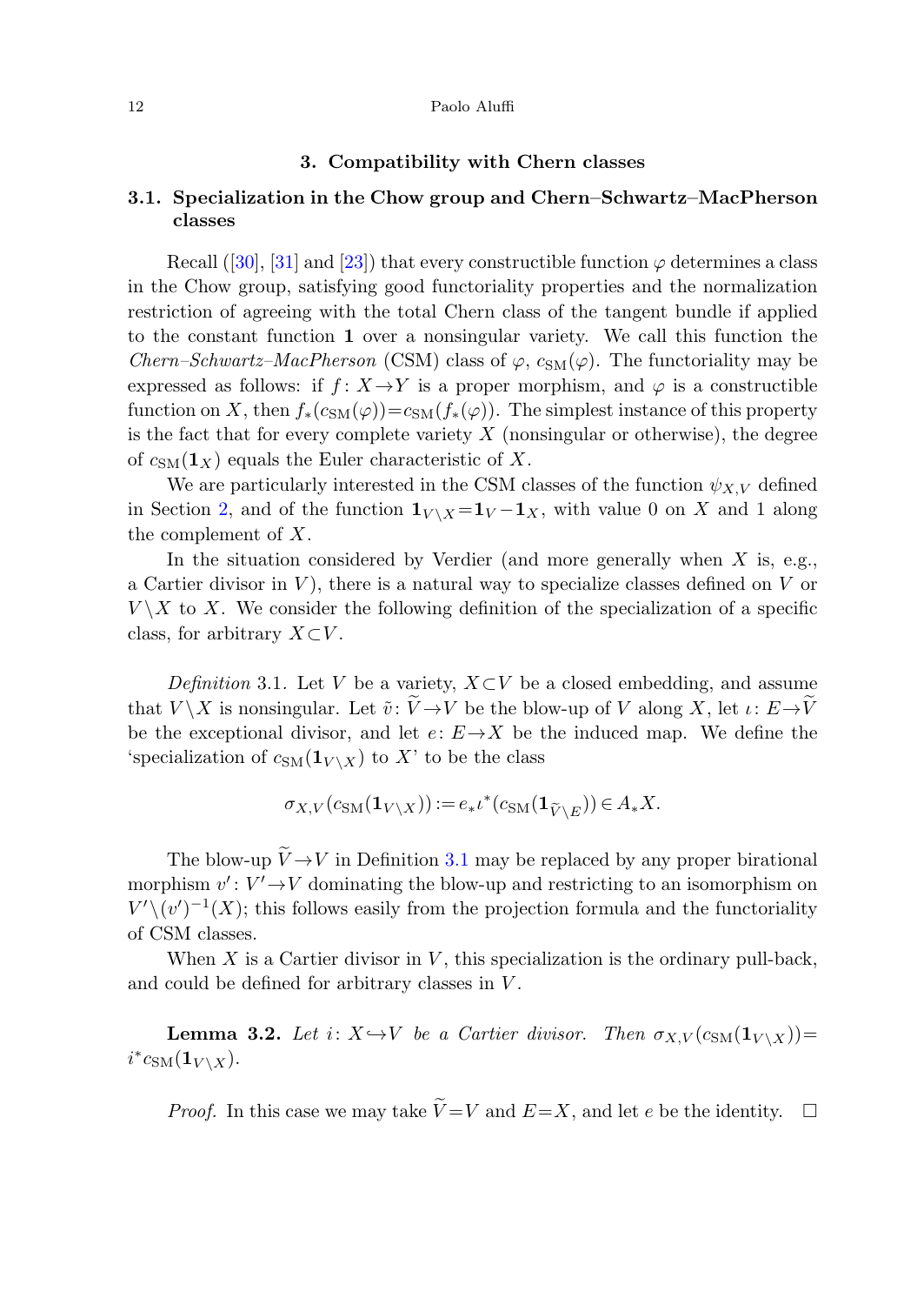## 3. Compatibility with Chern classes

### 3.1. Specialization in the Chow group and Chern–Schwartz–MacPherson classes

Recall ([30], [31] and [23]) that every constructible function $\varphi$ determines a class in the Chow group, satisfying good functoriality properties and the normalization restriction of agreeing with the total Chern class of the tangent bundle if applied to the constant function $\mathbf{1}$ over a nonsingular variety. We call this function the *Chern–Schwartz–MacPherson* (CSM) class of $\varphi$, $c_{\mathrm{SM}}(\varphi)$. The functoriality may be expressed as follows: if $f\colon X\to Y$ is a proper morphism, and $\varphi$ is a constructible function on $X$, then $f_*(c_{\mathrm{SM}}(\varphi))=c_{\mathrm{SM}}(f_*(\varphi))$. The simplest instance of this property is the fact that for every complete variety $X$ (nonsingular or otherwise), the degree of $c_{\mathrm{SM}}(\mathbf{1}_X)$ equals the Euler characteristic of $X$.

We are particularly interested in the CSM classes of the function $\psi_{X,V}$ defined in Section 2, and of the function $\mathbf{1}_{V\setminus X}=\mathbf{1}_V-\mathbf{1}_X$, with value 0 on $X$ and 1 along the complement of $X$.

In the situation considered by Verdier (and more generally when $X$ is, e.g., a Cartier divisor in $V$), there is a natural way to specialize classes defined on $V$ or $V\setminus X$ to $X$. We consider the following definition of the specialization of a specific class, for arbitrary $X\subset V$.

*Definition* 3.1. Let $V$ be a variety, $X\subset V$ be a closed embedding, and assume that $V\setminus X$ is nonsingular. Let $\tilde{v}\colon \widetilde{V}\to V$ be the blow-up of $V$ along $X$, let $\iota\colon E\to\widetilde{V}$ be the exceptional divisor, and let $e\colon E\to X$ be the induced map. We define the 'specialization of $c_{\mathrm{SM}}(\mathbf{1}_{V\setminus X})$ to $X$' to be the class

$$\sigma_{X,V}(c_{\mathrm{SM}}(\mathbf{1}_{V\setminus X})):=e_*\iota^*(c_{\mathrm{SM}}(\mathbf{1}_{\widetilde{V}\setminus E}))\in A_*X.$$

The blow-up $\widetilde{V}\to V$ in Definition 3.1 may be replaced by any proper birational morphism $v'\colon V'\to V$ dominating the blow-up and restricting to an isomorphism on $V'\setminus(v')^{-1}(X)$; this follows easily from the projection formula and the functoriality of CSM classes.

When $X$ is a Cartier divisor in $V$, this specialization is the ordinary pull-back, and could be defined for arbitrary classes in $V$.

**Lemma 3.2.** *Let $i\colon X\hookrightarrow V$ be a Cartier divisor. Then $\sigma_{X,V}(c_{\mathrm{SM}}(\mathbf{1}_{V\setminus X}))=i^*c_{\mathrm{SM}}(\mathbf{1}_{V\setminus X})$.*

*Proof.* In this case we may take $\widetilde{V}=V$ and $E=X$, and let $e$ be the identity. $\square$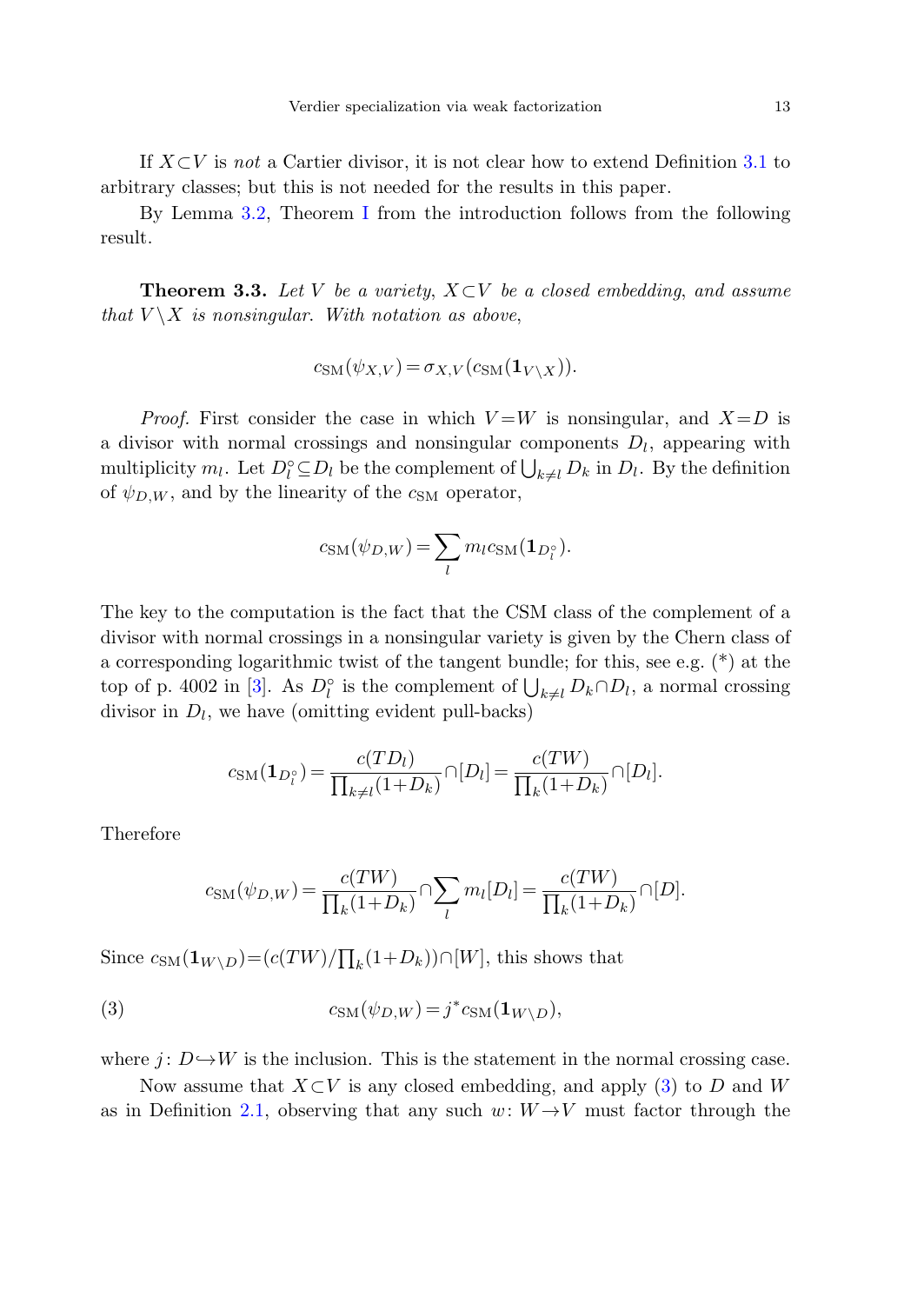If $X \subset V$ is *not* a Cartier divisor, it is not clear how to extend Definition 3.1 to arbitrary classes; but this is not needed for the results in this paper.

By Lemma 3.2, Theorem I from the introduction follows from the following result.

**Theorem 3.3.** *Let $V$ be a variety, $X \subset V$ be a closed embedding, and assume that $V \setminus X$ is nonsingular. With notation as above,*

$$c_{\mathrm{SM}}(\psi_{X,V}) = \sigma_{X,V}(c_{\mathrm{SM}}(\mathbf{1}_{V \setminus X})).$$

*Proof.* First consider the case in which $V = W$ is nonsingular, and $X = D$ is a divisor with normal crossings and nonsingular components $D_l$, appearing with multiplicity $m_l$. Let $D_l^\circ \subseteq D_l$ be the complement of $\bigcup_{k \neq l} D_k$ in $D_l$. By the definition of $\psi_{D,W}$, and by the linearity of the $c_{\mathrm{SM}}$ operator,

$$c_{\mathrm{SM}}(\psi_{D,W}) = \sum_l m_l c_{\mathrm{SM}}(\mathbf{1}_{D_l^\circ}).$$

The key to the computation is the fact that the CSM class of the complement of a divisor with normal crossings in a nonsingular variety is given by the Chern class of a corresponding logarithmic twist of the tangent bundle; for this, see e.g. (*) at the top of p. 4002 in [3]. As $D_l^\circ$ is the complement of $\bigcup_{k \neq l} D_k \cap D_l$, a normal crossing divisor in $D_l$, we have (omitting evident pull-backs)

$$c_{\mathrm{SM}}(\mathbf{1}_{D_l^\circ}) = \frac{c(TD_l)}{\prod_{k \neq l}(1+D_k)} \cap [D_l] = \frac{c(TW)}{\prod_k (1+D_k)} \cap [D_l].$$

Therefore

$$c_{\mathrm{SM}}(\psi_{D,W}) = \frac{c(TW)}{\prod_k (1+D_k)} \cap \sum_l m_l [D_l] = \frac{c(TW)}{\prod_k (1+D_k)} \cap [D].$$

Since $c_{\mathrm{SM}}(\mathbf{1}_{W \setminus D}) = (c(TW)/\prod_k (1+D_k)) \cap [W]$, this shows that

$$c_{\mathrm{SM}}(\psi_{D,W}) = j^* c_{\mathrm{SM}}(\mathbf{1}_{W \setminus D}), \tag{3}$$

where $j \colon D \hookrightarrow W$ is the inclusion. This is the statement in the normal crossing case.

Now assume that $X \subset V$ is any closed embedding, and apply (3) to $D$ and $W$ as in Definition 2.1, observing that any such $w \colon W \to V$ must factor through the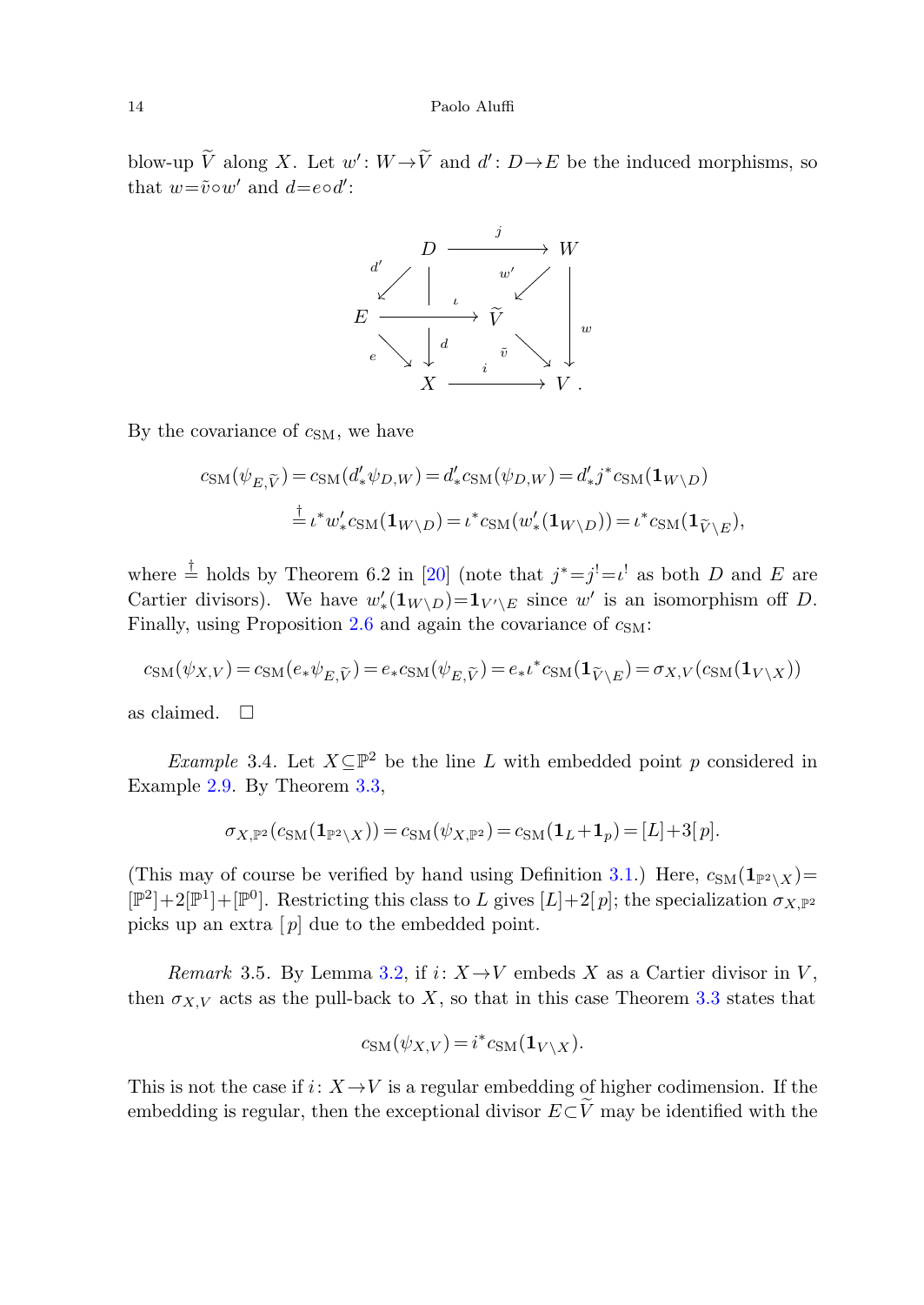blow-up $\widetilde{V}$ along $X$. Let $w'\colon W\to\widetilde{V}$ and $d'\colon D\to E$ be the induced morphisms, so that $w=\tilde{v}\circ w'$ and $d=e\circ d'$:

$$
\begin{array}{ccccccc}
 & & D & & \xrightarrow{\quad j \quad} & & W \\
 & \overset{d'}{\swarrow} & & & & \overset{w'}{\swarrow} & \\
E & & \xrightarrow{\quad\quad\iota\quad\quad} & & \widetilde{V} & & \Big\downarrow w \\
 & \underset{e}{\searrow} & \Big\downarrow d & & & \underset{\tilde{v}}{\searrow} & \\
 & & X & & \xrightarrow{\quad i \quad} & & V\,.
\end{array}
$$

By the covariance of $c_{\mathrm{SM}}$, we have

$$
\begin{aligned}
c_{\mathrm{SM}}(\psi_{E,\widetilde{V}}) &= c_{\mathrm{SM}}(d'_*\psi_{D,W}) = d'_*c_{\mathrm{SM}}(\psi_{D,W}) = d'_*j^*c_{\mathrm{SM}}(\mathbf{1}_{W\setminus D}) \\
&\overset{\dagger}{=} \iota^*w'_*c_{\mathrm{SM}}(\mathbf{1}_{W\setminus D}) = \iota^*c_{\mathrm{SM}}(w'_*(\mathbf{1}_{W\setminus D})) = \iota^*c_{\mathrm{SM}}(\mathbf{1}_{\widetilde{V}\setminus E}),
\end{aligned}
$$

where $\overset{\dagger}{=}$ holds by Theorem 6.2 in [20] (note that $j^*=j^!=\iota^!$ as both $D$ and $E$ are Cartier divisors). We have $w'_*(\mathbf{1}_{W\setminus D})=\mathbf{1}_{V'\setminus E}$ since $w'$ is an isomorphism off $D$. Finally, using Proposition 2.6 and again the covariance of $c_{\mathrm{SM}}$:

$$
c_{\mathrm{SM}}(\psi_{X,V}) = c_{\mathrm{SM}}(e_*\psi_{E,\widetilde{V}}) = e_*c_{\mathrm{SM}}(\psi_{E,\widetilde{V}}) = e_*\iota^*c_{\mathrm{SM}}(\mathbf{1}_{\widetilde{V}\setminus E}) = \sigma_{X,V}(c_{\mathrm{SM}}(\mathbf{1}_{V\setminus X}))
$$

as claimed. $\square$

*Example* 3.4. Let $X\subseteq\mathbb{P}^2$ be the line $L$ with embedded point $p$ considered in Example 2.9. By Theorem 3.3,

$$
\sigma_{X,\mathbb{P}^2}(c_{\mathrm{SM}}(\mathbf{1}_{\mathbb{P}^2\setminus X})) = c_{\mathrm{SM}}(\psi_{X,\mathbb{P}^2}) = c_{\mathrm{SM}}(\mathbf{1}_L+\mathbf{1}_p) = [L]+3[p].
$$

(This may of course be verified by hand using Definition 3.1.) Here, $c_{\mathrm{SM}}(\mathbf{1}_{\mathbb{P}^2\setminus X})=[\mathbb{P}^2]+2[\mathbb{P}^1]+[\mathbb{P}^0]$. Restricting this class to $L$ gives $[L]+2[p]$; the specialization $\sigma_{X,\mathbb{P}^2}$ picks up an extra $[p]$ due to the embedded point.

*Remark* 3.5. By Lemma 3.2, if $i\colon X\to V$ embeds $X$ as a Cartier divisor in $V$, then $\sigma_{X,V}$ acts as the pull-back to $X$, so that in this case Theorem 3.3 states that

$$
c_{\mathrm{SM}}(\psi_{X,V}) = i^*c_{\mathrm{SM}}(\mathbf{1}_{V\setminus X}).
$$

This is not the case if $i\colon X\to V$ is a regular embedding of higher codimension. If the embedding is regular, then the exceptional divisor $E\subset\widetilde{V}$ may be identified with the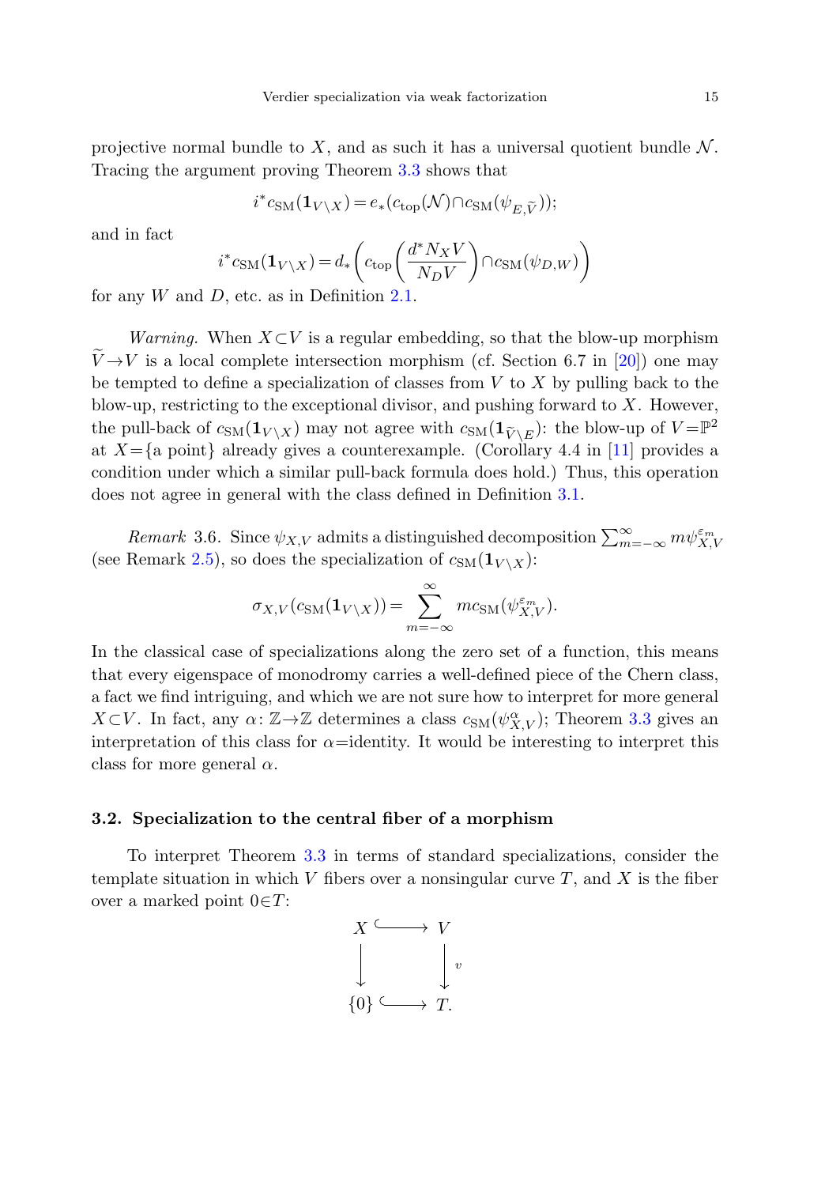projective normal bundle to $X$, and as such it has a universal quotient bundle $\mathcal{N}$. Tracing the argument proving Theorem 3.3 shows that

$$i^* c_{\mathrm{SM}}(\mathbf{1}_{V\setminus X}) = e_*(c_{\mathrm{top}}(\mathcal{N}) \cap c_{\mathrm{SM}}(\psi_{E,\widetilde{V}}));$$

and in fact

$$i^* c_{\mathrm{SM}}(\mathbf{1}_{V\setminus X}) = d_*\left(c_{\mathrm{top}}\left(\frac{d^* N_X V}{N_D V}\right) \cap c_{\mathrm{SM}}(\psi_{D,W})\right)$$

for any $W$ and $D$, etc. as in Definition 2.1.

*Warning.* When $X \subset V$ is a regular embedding, so that the blow-up morphism $\widetilde{V} \to V$ is a local complete intersection morphism (cf. Section 6.7 in [20]) one may be tempted to define a specialization of classes from $V$ to $X$ by pulling back to the blow-up, restricting to the exceptional divisor, and pushing forward to $X$. However, the pull-back of $c_{\mathrm{SM}}(\mathbf{1}_{V\setminus X})$ may not agree with $c_{\mathrm{SM}}(\mathbf{1}_{\widetilde{V}\setminus E})$: the blow-up of $V = \mathbb{P}^2$ at $X = \{\text{a point}\}$ already gives a counterexample. (Corollary 4.4 in [11] provides a condition under which a similar pull-back formula does hold.) Thus, this operation does not agree in general with the class defined in Definition 3.1.

*Remark* 3.6. Since $\psi_{X,V}$ admits a distinguished decomposition $\sum_{m=-\infty}^{\infty} m \psi_{X,V}^{\varepsilon_m}$ (see Remark 2.5), so does the specialization of $c_{\mathrm{SM}}(\mathbf{1}_{V\setminus X})$:

$$\sigma_{X,V}(c_{\mathrm{SM}}(\mathbf{1}_{V\setminus X})) = \sum_{m=-\infty}^{\infty} m c_{\mathrm{SM}}(\psi_{X,V}^{\varepsilon_m}).$$

In the classical case of specializations along the zero set of a function, this means that every eigenspace of monodromy carries a well-defined piece of the Chern class, a fact we find intriguing, and which we are not sure how to interpret for more general $X \subset V$. In fact, any $\alpha\colon \mathbb{Z} \to \mathbb{Z}$ determines a class $c_{\mathrm{SM}}(\psi_{X,V}^{\alpha})$; Theorem 3.3 gives an interpretation of this class for $\alpha$=identity. It would be interesting to interpret this class for more general $\alpha$.

### 3.2. Specialization to the central fiber of a morphism

To interpret Theorem 3.3 in terms of standard specializations, consider the template situation in which $V$ fibers over a nonsingular curve $T$, and $X$ is the fiber over a marked point $0 \in T$:

$$\begin{array}{ccc} X & \hookrightarrow & V \\ \big\downarrow & & \big\downarrow{\scriptstyle v} \\ \{0\} & \hookrightarrow & T. \end{array}$$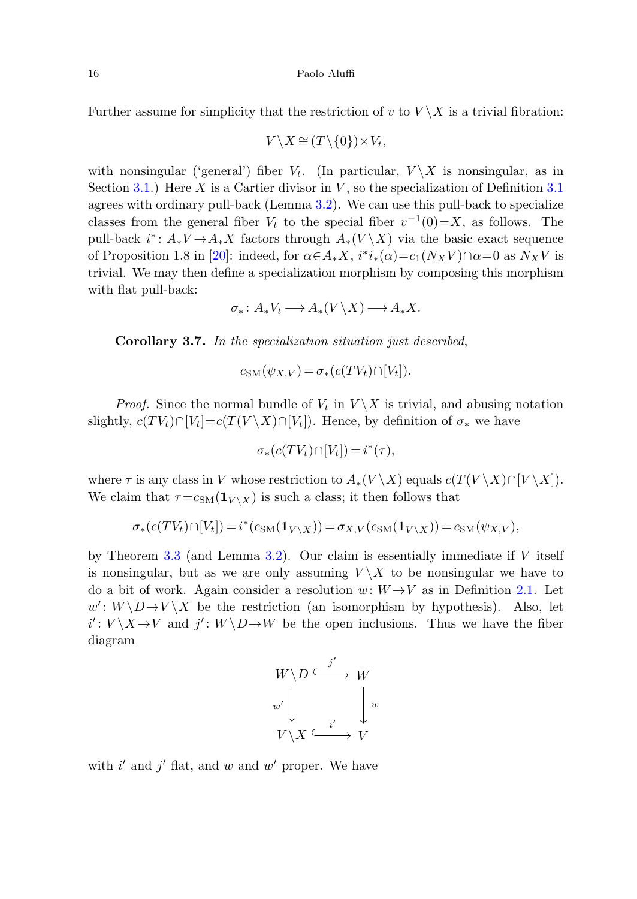Further assume for simplicity that the restriction of $v$ to $V\setminus X$ is a trivial fibration:

$$V\setminus X \cong (T\setminus\{0\})\times V_t,$$

with nonsingular ('general') fiber $V_t$. (In particular, $V\setminus X$ is nonsingular, as in Section 3.1.) Here $X$ is a Cartier divisor in $V$, so the specialization of Definition 3.1 agrees with ordinary pull-back (Lemma 3.2). We can use this pull-back to specialize classes from the general fiber $V_t$ to the special fiber $v^{-1}(0)=X$, as follows. The pull-back $i^*\colon A_*V\to A_*X$ factors through $A_*(V\setminus X)$ via the basic exact sequence of Proposition 1.8 in [20]: indeed, for $\alpha\in A_*X$, $i^*i_*(\alpha)=c_1(N_XV)\cap\alpha=0$ as $N_XV$ is trivial. We may then define a specialization morphism by composing this morphism with flat pull-back:

$$\sigma_*\colon A_*V_t \longrightarrow A_*(V\setminus X)\longrightarrow A_*X.$$

**Corollary 3.7.** *In the specialization situation just described,*

$$c_{\mathrm{SM}}(\psi_{X,V})=\sigma_*(c(TV_t)\cap[V_t]).$$

*Proof.* Since the normal bundle of $V_t$ in $V\setminus X$ is trivial, and abusing notation slightly, $c(TV_t)\cap[V_t]=c(T(V\setminus X)\cap[V_t])$. Hence, by definition of $\sigma_*$ we have

$$\sigma_*(c(TV_t)\cap[V_t])=i^*(\tau),$$

where $\tau$ is any class in $V$ whose restriction to $A_*(V\setminus X)$ equals $c(T(V\setminus X)\cap[V\setminus X])$. We claim that $\tau=c_{\mathrm{SM}}(\mathbf{1}_{V\setminus X})$ is such a class; it then follows that

$$\sigma_*(c(TV_t)\cap[V_t])=i^*(c_{\mathrm{SM}}(\mathbf{1}_{V\setminus X}))=\sigma_{X,V}(c_{\mathrm{SM}}(\mathbf{1}_{V\setminus X}))=c_{\mathrm{SM}}(\psi_{X,V}),$$

by Theorem 3.3 (and Lemma 3.2). Our claim is essentially immediate if $V$ itself is nonsingular, but as we are only assuming $V\setminus X$ to be nonsingular we have to do a bit of work. Again consider a resolution $w\colon W\to V$ as in Definition 2.1. Let $w'\colon W\setminus D\to V\setminus X$ be the restriction (an isomorphism by hypothesis). Also, let $i'\colon V\setminus X\to V$ and $j'\colon W\setminus D\to W$ be the open inclusions. Thus we have the fiber diagram

$$\begin{array}{ccc} W\setminus D & \xrightarrow{\;j'\;} & W \\ {\scriptstyle w'}\big\downarrow & & \big\downarrow{\scriptstyle w} \\ V\setminus X & \xrightarrow{\;i'\;} & V \end{array}$$

with $i'$ and $j'$ flat, and $w$ and $w'$ proper. We have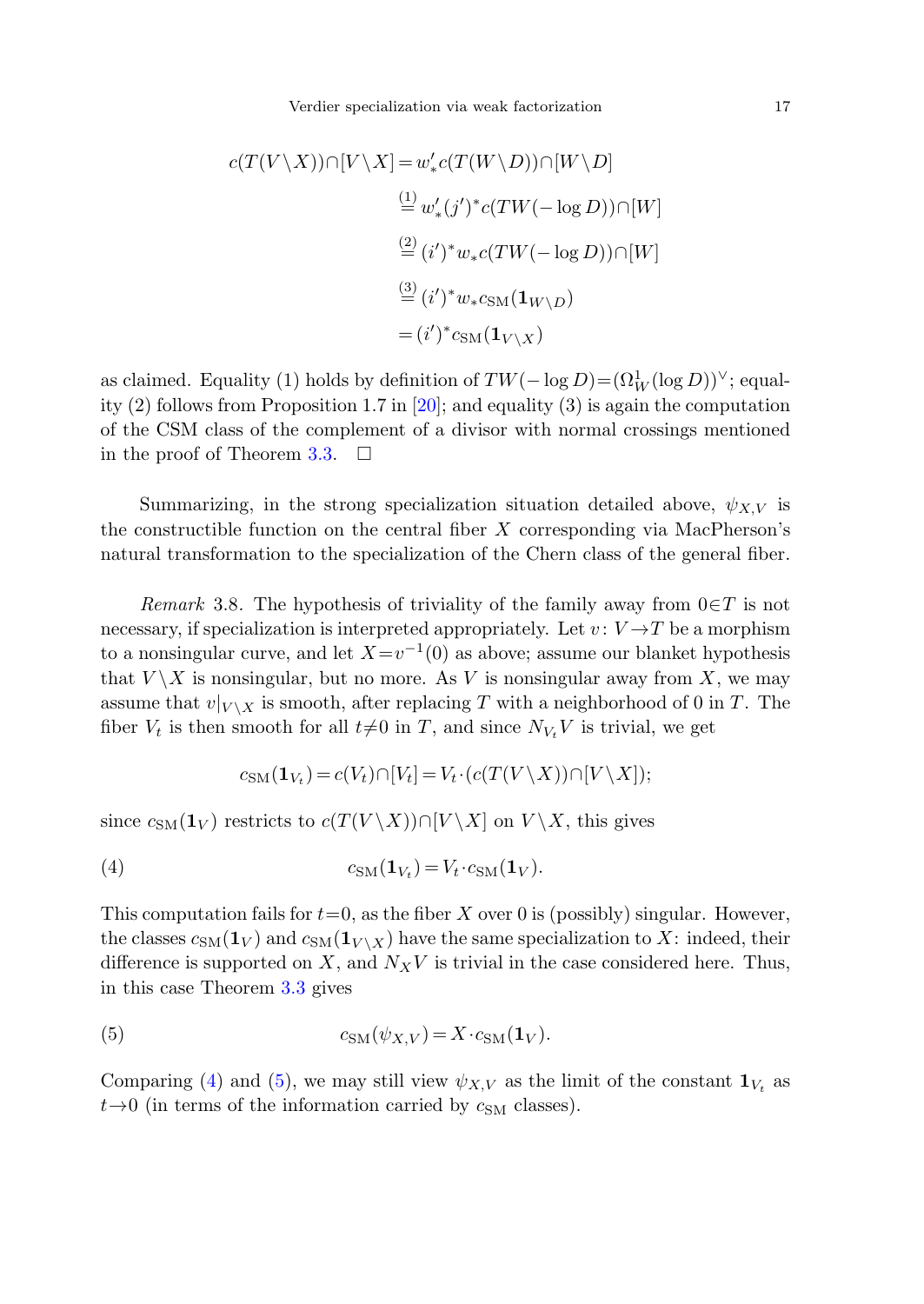$$
\begin{aligned}
c(T(V \setminus X)) \cap [V \setminus X] &= w'_* c(T(W \setminus D)) \cap [W \setminus D] \\
&\overset{(1)}{=} w'_* (j')^* c(TW(-\log D)) \cap [W] \\
&\overset{(2)}{=} (i')^* w_* c(TW(-\log D)) \cap [W] \\
&\overset{(3)}{=} (i')^* w_* c_{\mathrm{SM}}(\mathbf{1}_{W \setminus D}) \\
&= (i')^* c_{\mathrm{SM}}(\mathbf{1}_{V \setminus X})
\end{aligned}
$$

as claimed. Equality (1) holds by definition of $TW(-\log D) = (\Omega^1_W(\log D))^\vee$; equality (2) follows from Proposition 1.7 in [20]; and equality (3) is again the computation of the CSM class of the complement of a divisor with normal crossings mentioned in the proof of Theorem 3.3. □

Summarizing, in the strong specialization situation detailed above, $\psi_{X,V}$ is the constructible function on the central fiber $X$ corresponding via MacPherson's natural transformation to the specialization of the Chern class of the general fiber.

*Remark* 3.8. The hypothesis of triviality of the family away from $0 \in T$ is not necessary, if specialization is interpreted appropriately. Let $v\colon V \to T$ be a morphism to a nonsingular curve, and let $X = v^{-1}(0)$ as above; assume our blanket hypothesis that $V \setminus X$ is nonsingular, but no more. As $V$ is nonsingular away from $X$, we may assume that $v|_{V \setminus X}$ is smooth, after replacing $T$ with a neighborhood of 0 in $T$. The fiber $V_t$ is then smooth for all $t \neq 0$ in $T$, and since $N_{V_t} V$ is trivial, we get

$$
c_{\mathrm{SM}}(\mathbf{1}_{V_t}) = c(V_t) \cap [V_t] = V_t \cdot (c(T(V \setminus X)) \cap [V \setminus X]);
$$

since $c_{\mathrm{SM}}(\mathbf{1}_V)$ restricts to $c(T(V \setminus X)) \cap [V \setminus X]$ on $V \setminus X$, this gives

$$
c_{\mathrm{SM}}(\mathbf{1}_{V_t}) = V_t \cdot c_{\mathrm{SM}}(\mathbf{1}_V). \tag{4}
$$

This computation fails for $t = 0$, as the fiber $X$ over 0 is (possibly) singular. However, the classes $c_{\mathrm{SM}}(\mathbf{1}_V)$ and $c_{\mathrm{SM}}(\mathbf{1}_{V \setminus X})$ have the same specialization to $X$: indeed, their difference is supported on $X$, and $N_X V$ is trivial in the case considered here. Thus, in this case Theorem 3.3 gives

$$
c_{\mathrm{SM}}(\psi_{X,V}) = X \cdot c_{\mathrm{SM}}(\mathbf{1}_V). \tag{5}
$$

Comparing (4) and (5), we may still view $\psi_{X,V}$ as the limit of the constant $\mathbf{1}_{V_t}$ as $t \to 0$ (in terms of the information carried by $c_{\mathrm{SM}}$ classes).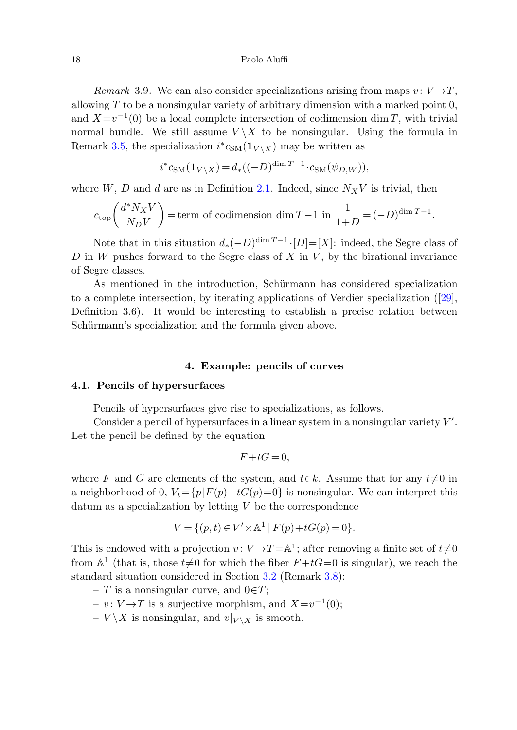*Remark* 3.9. We can also consider specializations arising from maps $v\colon V\to T$, allowing $T$ to be a nonsingular variety of arbitrary dimension with a marked point 0, and $X=v^{-1}(0)$ be a local complete intersection of codimension $\dim T$, with trivial normal bundle. We still assume $V\setminus X$ to be nonsingular. Using the formula in Remark 3.5, the specialization $i^*c_{\mathrm{SM}}(\mathbf{1}_{V\setminus X})$ may be written as

$$i^*c_{\mathrm{SM}}(\mathbf{1}_{V\setminus X}) = d_*((-D)^{\dim T-1}\cdot c_{\mathrm{SM}}(\psi_{D,W})),$$

where $W$, $D$ and $d$ are as in Definition 2.1. Indeed, since $N_X V$ is trivial, then

$$c_{\mathrm{top}}\left(\frac{d^*N_X V}{N_D V}\right) = \text{term of codimension } \dim T-1 \text{ in } \frac{1}{1+D} = (-D)^{\dim T-1}.$$

Note that in this situation $d_*(-D)^{\dim T-1}\cdot[D]=[X]$: indeed, the Segre class of $D$ in $W$ pushes forward to the Segre class of $X$ in $V$, by the birational invariance of Segre classes.

As mentioned in the introduction, Schürmann has considered specialization to a complete intersection, by iterating applications of Verdier specialization ([29], Definition 3.6). It would be interesting to establish a precise relation between Schürmann's specialization and the formula given above.

## 4. Example: pencils of curves

### 4.1. Pencils of hypersurfaces

Pencils of hypersurfaces give rise to specializations, as follows.

Consider a pencil of hypersurfaces in a linear system in a nonsingular variety $V'$. Let the pencil be defined by the equation

$$F+tG=0,$$

where $F$ and $G$ are elements of the system, and $t\in k$. Assume that for any $t\neq 0$ in a neighborhood of 0, $V_t=\{p\,|\,F(p)+tG(p)=0\}$ is nonsingular. We can interpret this datum as a specialization by letting $V$ be the correspondence

$$V=\{(p,t)\in V'\times\mathbb{A}^1 \mid F(p)+tG(p)=0\}.$$

This is endowed with a projection $v\colon V\to T=\mathbb{A}^1$; after removing a finite set of $t\neq 0$ from $\mathbb{A}^1$ (that is, those $t\neq 0$ for which the fiber $F+tG=0$ is singular), we reach the standard situation considered in Section 3.2 (Remark 3.8):

- $T$ is a nonsingular curve, and $0\in T$;
- $v\colon V\to T$ is a surjective morphism, and $X=v^{-1}(0)$;
- $V\setminus X$ is nonsingular, and $v|_{V\setminus X}$ is smooth.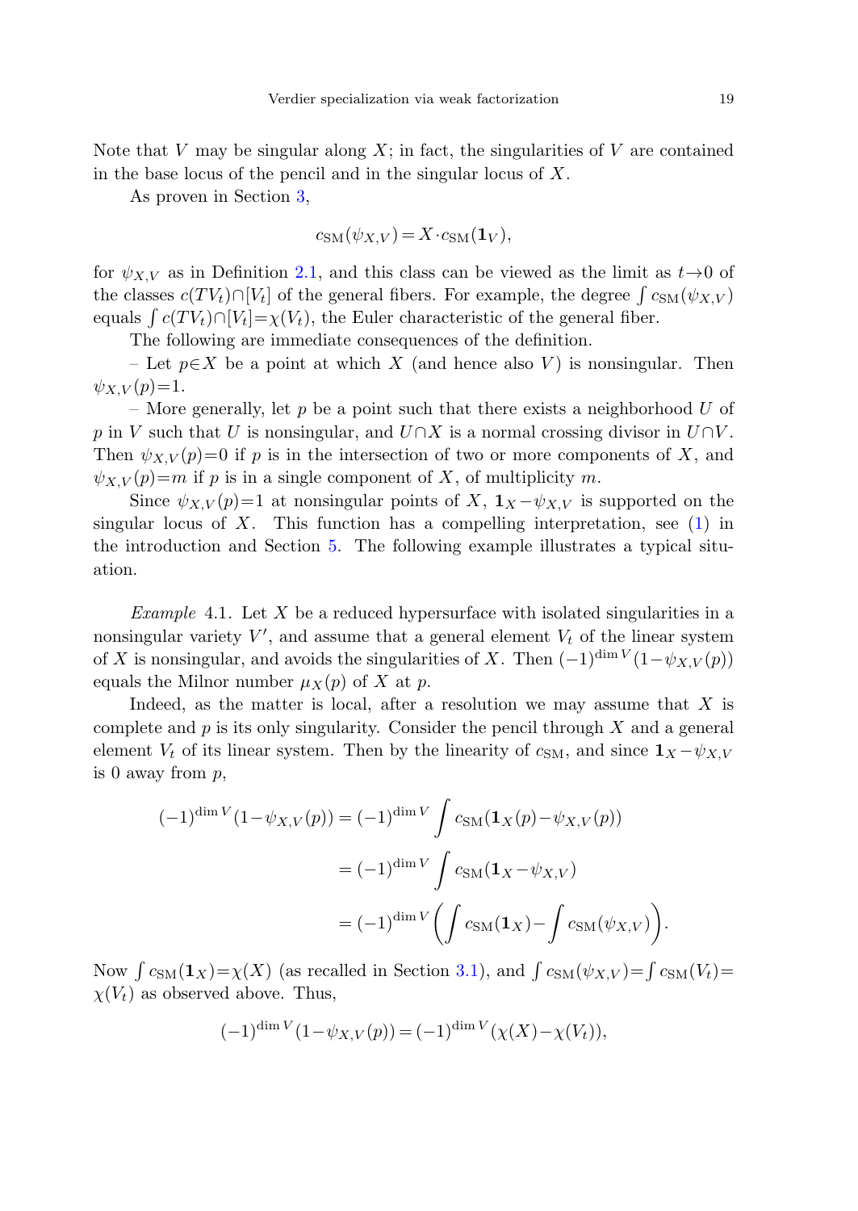Note that $V$ may be singular along $X$; in fact, the singularities of $V$ are contained in the base locus of the pencil and in the singular locus of $X$.

As proven in Section 3,

$$c_{\mathrm{SM}}(\psi_{X,V}) = X \cdot c_{\mathrm{SM}}(\mathbf{1}_V),$$

for $\psi_{X,V}$ as in Definition 2.1, and this class can be viewed as the limit as $t \to 0$ of the classes $c(TV_t) \cap [V_t]$ of the general fibers. For example, the degree $\int c_{\mathrm{SM}}(\psi_{X,V})$ equals $\int c(TV_t) \cap [V_t] = \chi(V_t)$, the Euler characteristic of the general fiber.

The following are immediate consequences of the definition.

– Let $p \in X$ be a point at which $X$ (and hence also $V$) is nonsingular. Then $\psi_{X,V}(p) = 1$.

– More generally, let $p$ be a point such that there exists a neighborhood $U$ of $p$ in $V$ such that $U$ is nonsingular, and $U \cap X$ is a normal crossing divisor in $U \cap V$. Then $\psi_{X,V}(p) = 0$ if $p$ is in the intersection of two or more components of $X$, and $\psi_{X,V}(p) = m$ if $p$ is in a single component of $X$, of multiplicity $m$.

Since $\psi_{X,V}(p) = 1$ at nonsingular points of $X$, $\mathbf{1}_X - \psi_{X,V}$ is supported on the singular locus of $X$. This function has a compelling interpretation, see (1) in the introduction and Section 5. The following example illustrates a typical situation.

*Example* 4.1. Let $X$ be a reduced hypersurface with isolated singularities in a nonsingular variety $V'$, and assume that a general element $V_t$ of the linear system of $X$ is nonsingular, and avoids the singularities of $X$. Then $(-1)^{\dim V}(1 - \psi_{X,V}(p))$ equals the Milnor number $\mu_X(p)$ of $X$ at $p$.

Indeed, as the matter is local, after a resolution we may assume that $X$ is complete and $p$ is its only singularity. Consider the pencil through $X$ and a general element $V_t$ of its linear system. Then by the linearity of $c_{\mathrm{SM}}$, and since $\mathbf{1}_X - \psi_{X,V}$ is 0 away from $p$,

$$\begin{aligned}
(-1)^{\dim V}(1 - \psi_{X,V}(p)) &= (-1)^{\dim V} \int c_{\mathrm{SM}}(\mathbf{1}_X(p) - \psi_{X,V}(p)) \\
&= (-1)^{\dim V} \int c_{\mathrm{SM}}(\mathbf{1}_X - \psi_{X,V}) \\
&= (-1)^{\dim V} \left( \int c_{\mathrm{SM}}(\mathbf{1}_X) - \int c_{\mathrm{SM}}(\psi_{X,V}) \right).
\end{aligned}$$

Now $\int c_{\mathrm{SM}}(\mathbf{1}_X) = \chi(X)$ (as recalled in Section 3.1), and $\int c_{\mathrm{SM}}(\psi_{X,V}) = \int c_{\mathrm{SM}}(V_t) = \chi(V_t)$ as observed above. Thus,

$$(-1)^{\dim V}(1 - \psi_{X,V}(p)) = (-1)^{\dim V}(\chi(X) - \chi(V_t)),$$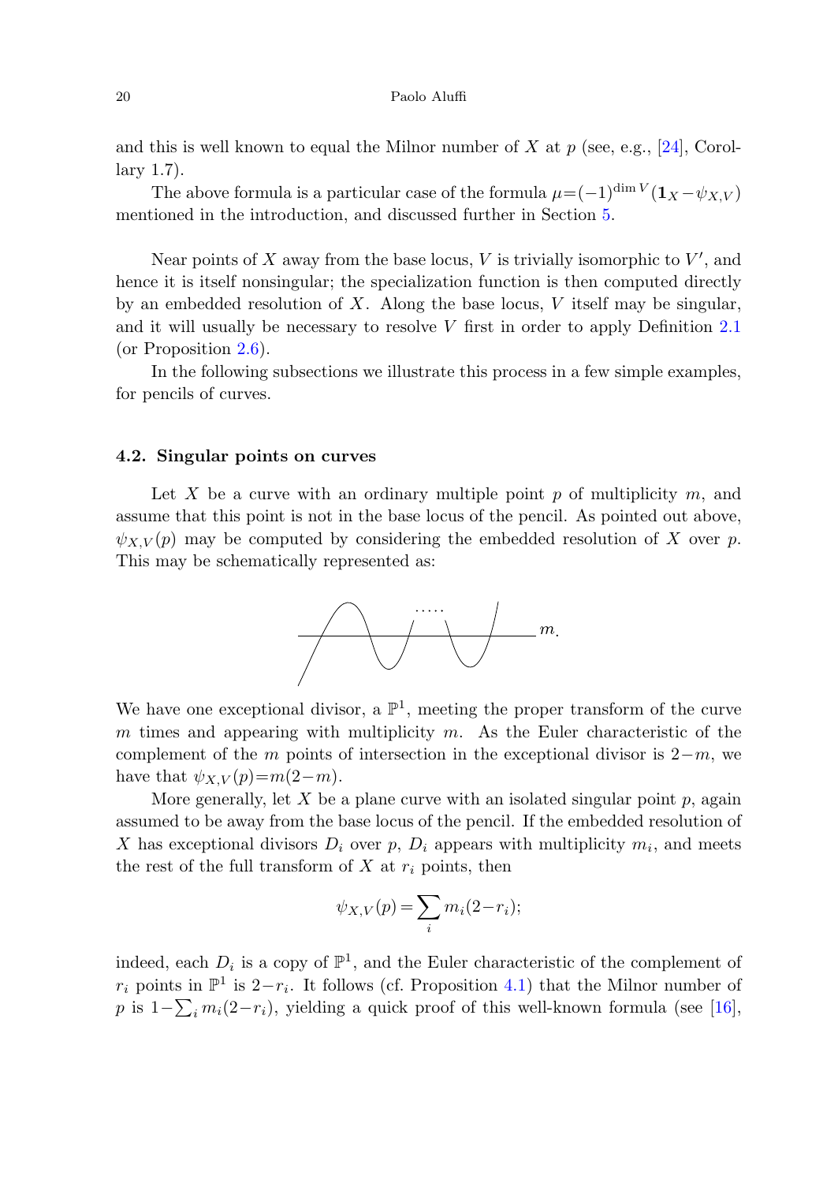and this is well known to equal the Milnor number of $X$ at $p$ (see, e.g., [24], Corollary 1.7).

The above formula is a particular case of the formula $\mu=(-1)^{\dim V}(\mathbf{1}_X-\psi_{X,V})$ mentioned in the introduction, and discussed further in Section 5.

Near points of $X$ away from the base locus, $V$ is trivially isomorphic to $V'$, and hence it is itself nonsingular; the specialization function is then computed directly by an embedded resolution of $X$. Along the base locus, $V$ itself may be singular, and it will usually be necessary to resolve $V$ first in order to apply Definition 2.1 (or Proposition 2.6).

In the following subsections we illustrate this process in a few simple examples, for pencils of curves.

### 4.2. Singular points on curves

Let $X$ be a curve with an ordinary multiple point $p$ of multiplicity $m$, and assume that this point is not in the base locus of the pencil. As pointed out above, $\psi_{X,V}(p)$ may be computed by considering the embedded resolution of $X$ over $p$. This may be schematically represented as:

We have one exceptional divisor, a $\mathbb{P}^1$, meeting the proper transform of the curve $m$ times and appearing with multiplicity $m$. As the Euler characteristic of the complement of the $m$ points of intersection in the exceptional divisor is $2-m$, we have that $\psi_{X,V}(p)=m(2-m)$.

More generally, let $X$ be a plane curve with an isolated singular point $p$, again assumed to be away from the base locus of the pencil. If the embedded resolution of $X$ has exceptional divisors $D_i$ over $p$, $D_i$ appears with multiplicity $m_i$, and meets the rest of the full transform of $X$ at $r_i$ points, then

$$\psi_{X,V}(p)=\sum_i m_i(2-r_i);$$

indeed, each $D_i$ is a copy of $\mathbb{P}^1$, and the Euler characteristic of the complement of $r_i$ points in $\mathbb{P}^1$ is $2-r_i$. It follows (cf. Proposition 4.1) that the Milnor number of $p$ is $1-\sum_i m_i(2-r_i)$, yielding a quick proof of this well-known formula (see [16],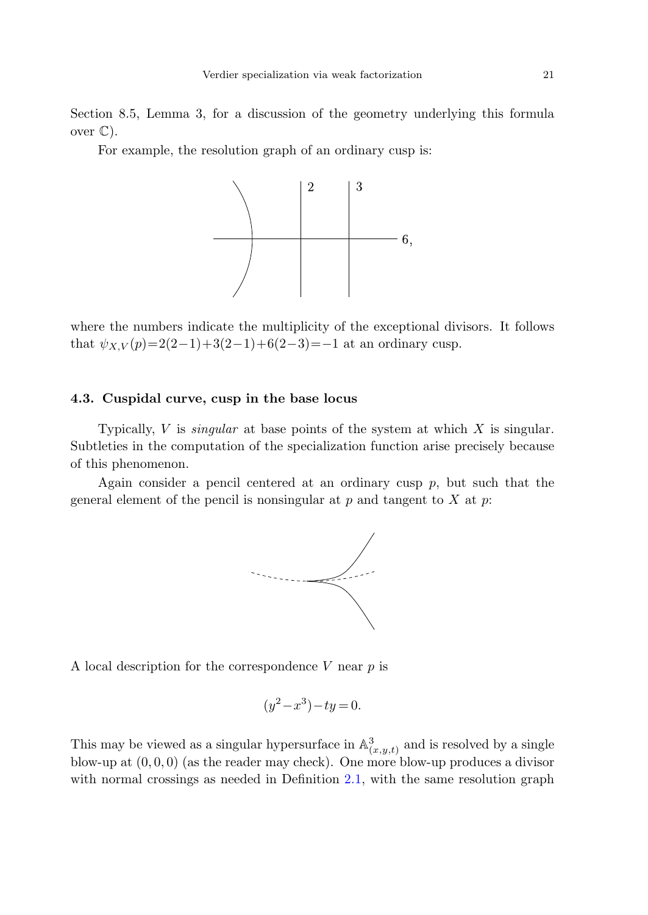Section 8.5, Lemma 3, for a discussion of the geometry underlying this formula over $\mathbb{C}$).

For example, the resolution graph of an ordinary cusp is:

where the numbers indicate the multiplicity of the exceptional divisors. It follows that $\psi_{X,V}(p) = 2(2-1) + 3(2-1) + 6(2-3) = -1$ at an ordinary cusp.

### 4.3. Cuspidal curve, cusp in the base locus

Typically, $V$ is *singular* at base points of the system at which $X$ is singular. Subtleties in the computation of the specialization function arise precisely because of this phenomenon.

Again consider a pencil centered at an ordinary cusp $p$, but such that the general element of the pencil is nonsingular at $p$ and tangent to $X$ at $p$:

A local description for the correspondence $V$ near $p$ is

$$(y^2 - x^3) - ty = 0.$$

This may be viewed as a singular hypersurface in $\mathbb{A}^3_{(x,y,t)}$ and is resolved by a single blow-up at $(0,0,0)$ (as the reader may check). One more blow-up produces a divisor with normal crossings as needed in Definition 2.1, with the same resolution graph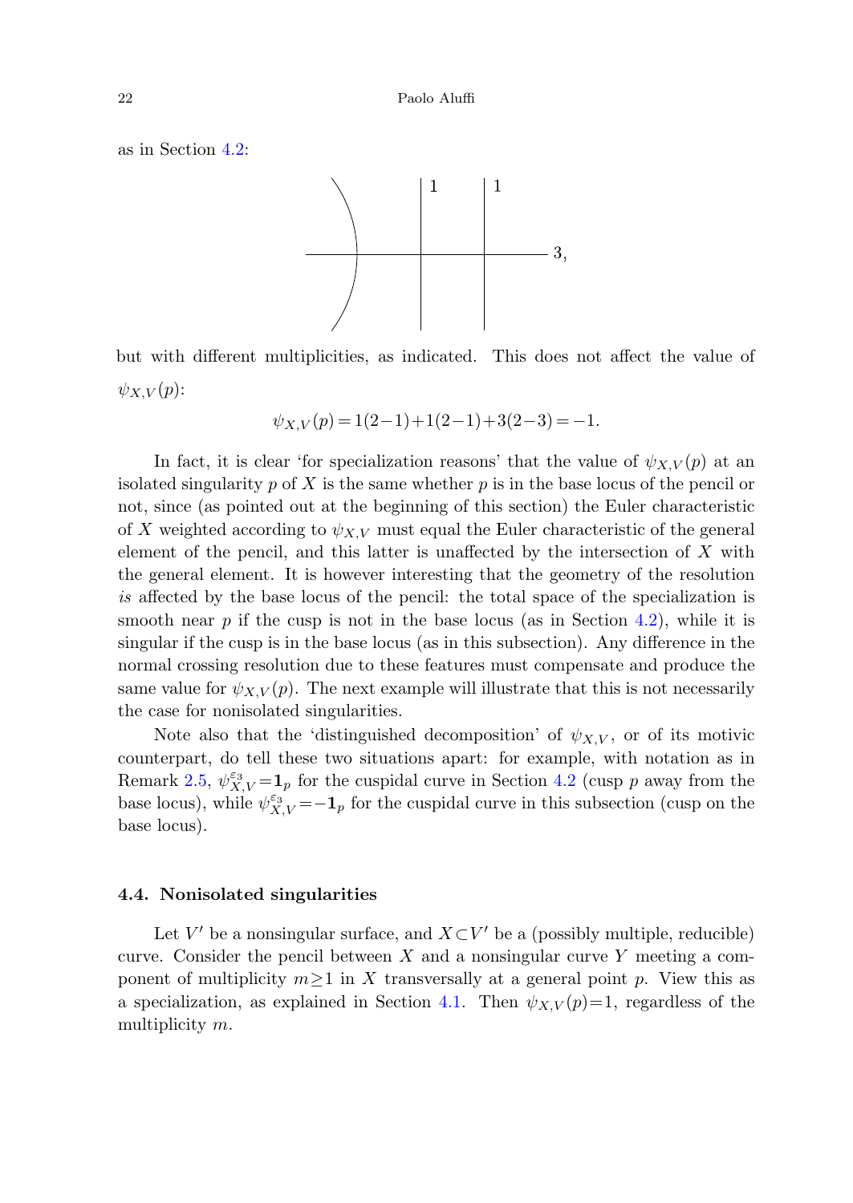as in Section 4.2:

but with different multiplicities, as indicated. This does not affect the value of $\psi_{X,V}(p)$:

$$\psi_{X,V}(p) = 1(2-1)+1(2-1)+3(2-3) = -1.$$

In fact, it is clear 'for specialization reasons' that the value of $\psi_{X,V}(p)$ at an isolated singularity $p$ of $X$ is the same whether $p$ is in the base locus of the pencil or not, since (as pointed out at the beginning of this section) the Euler characteristic of $X$ weighted according to $\psi_{X,V}$ must equal the Euler characteristic of the general element of the pencil, and this latter is unaffected by the intersection of $X$ with the general element. It is however interesting that the geometry of the resolution *is* affected by the base locus of the pencil: the total space of the specialization is smooth near $p$ if the cusp is not in the base locus (as in Section 4.2), while it is singular if the cusp is in the base locus (as in this subsection). Any difference in the normal crossing resolution due to these features must compensate and produce the same value for $\psi_{X,V}(p)$. The next example will illustrate that this is not necessarily the case for nonisolated singularities.

Note also that the 'distinguished decomposition' of $\psi_{X,V}$, or of its motivic counterpart, do tell these two situations apart: for example, with notation as in Remark 2.5, $\psi^{\varepsilon_3}_{X,V} = \mathbf{1}_p$ for the cuspidal curve in Section 4.2 (cusp $p$ away from the base locus), while $\psi^{\varepsilon_3}_{X,V} = -\mathbf{1}_p$ for the cuspidal curve in this subsection (cusp on the base locus).

### 4.4. Nonisolated singularities

Let $V'$ be a nonsingular surface, and $X \subset V'$ be a (possibly multiple, reducible) curve. Consider the pencil between $X$ and a nonsingular curve $Y$ meeting a component of multiplicity $m \geq 1$ in $X$ transversally at a general point $p$. View this as a specialization, as explained in Section 4.1. Then $\psi_{X,V}(p) = 1$, regardless of the multiplicity $m$.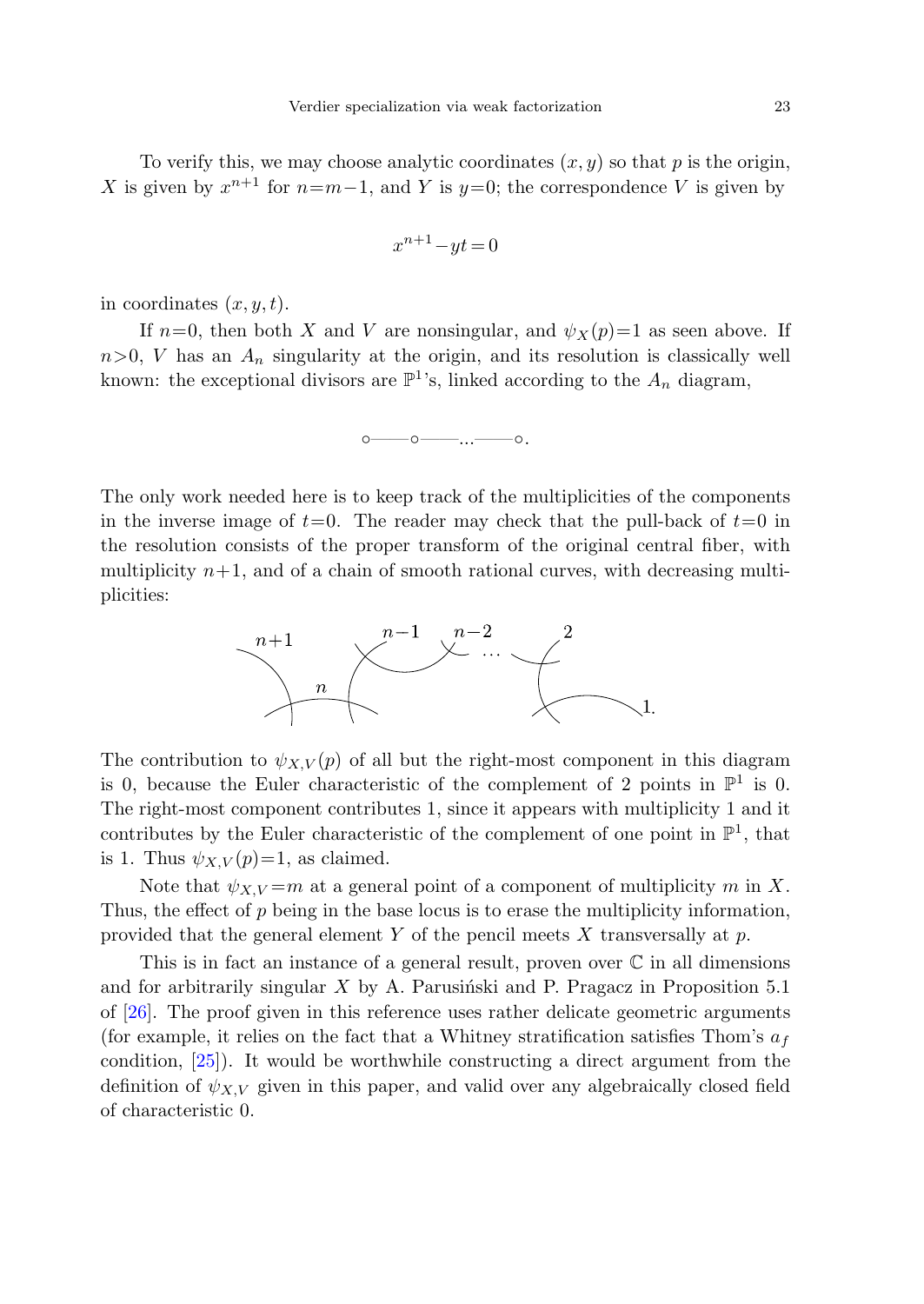To verify this, we may choose analytic coordinates $(x, y)$ so that $p$ is the origin, $X$ is given by $x^{n+1}$ for $n=m-1$, and $Y$ is $y=0$; the correspondence $V$ is given by

$$x^{n+1} - yt = 0$$

in coordinates $(x, y, t)$.

If $n=0$, then both $X$ and $V$ are nonsingular, and $\psi_X(p)=1$ as seen above. If $n>0$, $V$ has an $A_n$ singularity at the origin, and its resolution is classically well known: the exceptional divisors are $\mathbb{P}^1$'s, linked according to the $A_n$ diagram,

$$\circ\!\!-\!\!\!-\!\!\!-\!\!\circ\!\!-\!\!\!-\!\!\!-\!\!\ldots\!\!-\!\!\!-\!\!\!-\!\!\circ.$$

The only work needed here is to keep track of the multiplicities of the components in the inverse image of $t=0$. The reader may check that the pull-back of $t=0$ in the resolution consists of the proper transform of the original central fiber, with multiplicity $n+1$, and of a chain of smooth rational curves, with decreasing multiplicities:

$n+1$ $\quad n \quad$ $n-1$ $\quad n-2 \quad \ldots \quad$ $2$ $\quad 1.$

The contribution to $\psi_{X,V}(p)$ of all but the right-most component in this diagram is 0, because the Euler characteristic of the complement of 2 points in $\mathbb{P}^1$ is 0. The right-most component contributes 1, since it appears with multiplicity 1 and it contributes by the Euler characteristic of the complement of one point in $\mathbb{P}^1$, that is 1. Thus $\psi_{X,V}(p)=1$, as claimed.

Note that $\psi_{X,V}=m$ at a general point of a component of multiplicity $m$ in $X$. Thus, the effect of $p$ being in the base locus is to erase the multiplicity information, provided that the general element $Y$ of the pencil meets $X$ transversally at $p$.

This is in fact an instance of a general result, proven over $\mathbb{C}$ in all dimensions and for arbitrarily singular $X$ by A. Parusiński and P. Pragacz in Proposition 5.1 of [26]. The proof given in this reference uses rather delicate geometric arguments (for example, it relies on the fact that a Whitney stratification satisfies Thom's $a_f$ condition, [25]). It would be worthwhile constructing a direct argument from the definition of $\psi_{X,V}$ given in this paper, and valid over any algebraically closed field of characteristic 0.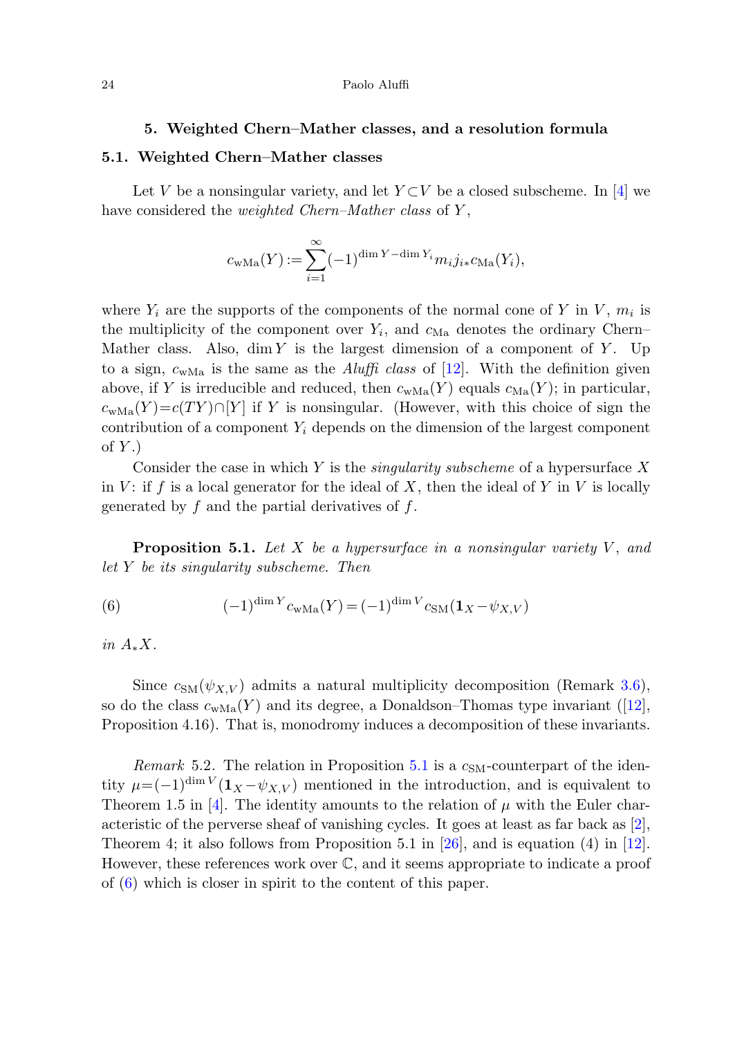## 5. Weighted Chern–Mather classes, and a resolution formula

### 5.1. Weighted Chern–Mather classes

Let $V$ be a nonsingular variety, and let $Y \subset V$ be a closed subscheme. In [4] we have considered the *weighted Chern–Mather class* of $Y$,

$$c_{\mathrm{wMa}}(Y) := \sum_{i=1}^{\infty} (-1)^{\dim Y - \dim Y_i} m_i j_{i*} c_{\mathrm{Ma}}(Y_i),$$

where $Y_i$ are the supports of the components of the normal cone of $Y$ in $V$, $m_i$ is the multiplicity of the component over $Y_i$, and $c_{\mathrm{Ma}}$ denotes the ordinary Chern–Mather class. Also, $\dim Y$ is the largest dimension of a component of $Y$. Up to a sign, $c_{\mathrm{wMa}}$ is the same as the *Aluffi class* of [12]. With the definition given above, if $Y$ is irreducible and reduced, then $c_{\mathrm{wMa}}(Y)$ equals $c_{\mathrm{Ma}}(Y)$; in particular, $c_{\mathrm{wMa}}(Y) = c(TY) \cap [Y]$ if $Y$ is nonsingular. (However, with this choice of sign the contribution of a component $Y_i$ depends on the dimension of the largest component of $Y$.)

Consider the case in which $Y$ is the *singularity subscheme* of a hypersurface $X$ in $V$: if $f$ is a local generator for the ideal of $X$, then the ideal of $Y$ in $V$ is locally generated by $f$ and the partial derivatives of $f$.

**Proposition 5.1.** *Let $X$ be a hypersurface in a nonsingular variety $V$, and let $Y$ be its singularity subscheme. Then*

$$(-1)^{\dim Y} c_{\mathrm{wMa}}(Y) = (-1)^{\dim V} c_{\mathrm{SM}}(\mathbf{1}_X - \psi_{X,V}) \tag{6}$$

*in $A_* X$.*

Since $c_{\mathrm{SM}}(\psi_{X,V})$ admits a natural multiplicity decomposition (Remark 3.6), so do the class $c_{\mathrm{wMa}}(Y)$ and its degree, a Donaldson–Thomas type invariant ([12], Proposition 4.16). That is, monodromy induces a decomposition of these invariants.

*Remark* 5.2. The relation in Proposition 5.1 is a $c_{\mathrm{SM}}$-counterpart of the identity $\mu = (-1)^{\dim V}(\mathbf{1}_X - \psi_{X,V})$ mentioned in the introduction, and is equivalent to Theorem 1.5 in [4]. The identity amounts to the relation of $\mu$ with the Euler characteristic of the perverse sheaf of vanishing cycles. It goes at least as far back as [2], Theorem 4; it also follows from Proposition 5.1 in [26], and is equation (4) in [12]. However, these references work over $\mathbb{C}$, and it seems appropriate to indicate a proof of (6) which is closer in spirit to the content of this paper.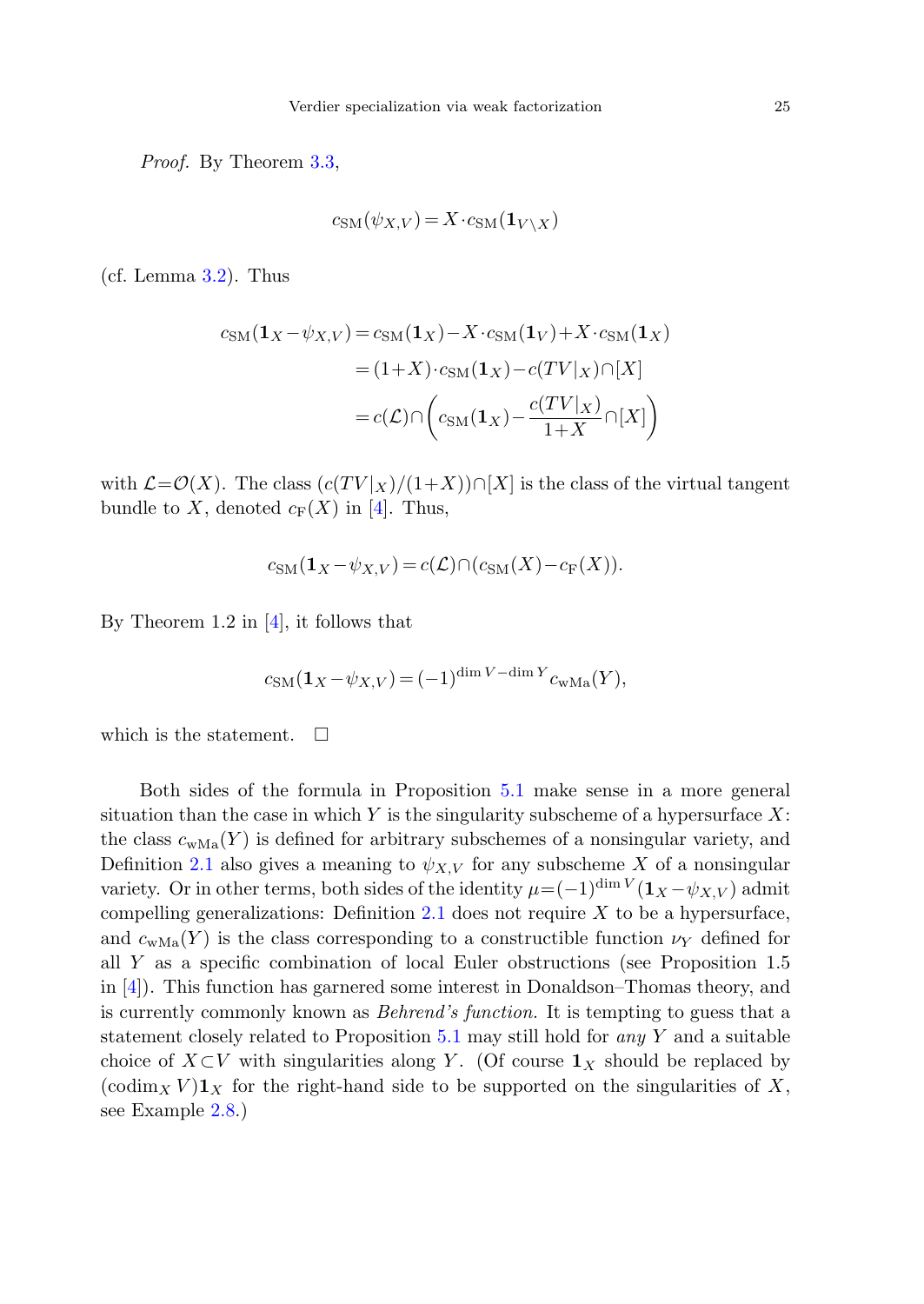*Proof.* By Theorem 3.3,

$$c_{\mathrm{SM}}(\psi_{X,V}) = X \cdot c_{\mathrm{SM}}(\mathbf{1}_{V\setminus X})$$

(cf. Lemma 3.2). Thus

$$\begin{aligned}
c_{\mathrm{SM}}(\mathbf{1}_X - \psi_{X,V}) &= c_{\mathrm{SM}}(\mathbf{1}_X) - X \cdot c_{\mathrm{SM}}(\mathbf{1}_V) + X \cdot c_{\mathrm{SM}}(\mathbf{1}_X) \\
&= (1+X) \cdot c_{\mathrm{SM}}(\mathbf{1}_X) - c(TV|_X) \cap [X] \\
&= c(\mathcal{L}) \cap \left( c_{\mathrm{SM}}(\mathbf{1}_X) - \frac{c(TV|_X)}{1+X} \cap [X] \right)
\end{aligned}$$

with $\mathcal{L} = \mathcal{O}(X)$. The class $(c(TV|_X)/(1+X)) \cap [X]$ is the class of the virtual tangent bundle to $X$, denoted $c_{\mathrm{F}}(X)$ in [4]. Thus,

$$c_{\mathrm{SM}}(\mathbf{1}_X - \psi_{X,V}) = c(\mathcal{L}) \cap (c_{\mathrm{SM}}(X) - c_{\mathrm{F}}(X)).$$

By Theorem 1.2 in [4], it follows that

$$c_{\mathrm{SM}}(\mathbf{1}_X - \psi_{X,V}) = (-1)^{\dim V - \dim Y} c_{\mathrm{wMa}}(Y),$$

which is the statement. $\square$

Both sides of the formula in Proposition 5.1 make sense in a more general situation than the case in which $Y$ is the singularity subscheme of a hypersurface $X$: the class $c_{\mathrm{wMa}}(Y)$ is defined for arbitrary subschemes of a nonsingular variety, and Definition 2.1 also gives a meaning to $\psi_{X,V}$ for any subscheme $X$ of a nonsingular variety. Or in other terms, both sides of the identity $\mu = (-1)^{\dim V}(\mathbf{1}_X - \psi_{X,V})$ admit compelling generalizations: Definition 2.1 does not require $X$ to be a hypersurface, and $c_{\mathrm{wMa}}(Y)$ is the class corresponding to a constructible function $\nu_Y$ defined for all $Y$ as a specific combination of local Euler obstructions (see Proposition 1.5 in [4]). This function has garnered some interest in Donaldson–Thomas theory, and is currently commonly known as *Behrend's function*. It is tempting to guess that a statement closely related to Proposition 5.1 may still hold for *any* $Y$ and a suitable choice of $X \subset V$ with singularities along $Y$. (Of course $\mathbf{1}_X$ should be replaced by $(\operatorname{codim}_X V)\mathbf{1}_X$ for the right-hand side to be supported on the singularities of $X$, see Example 2.8.)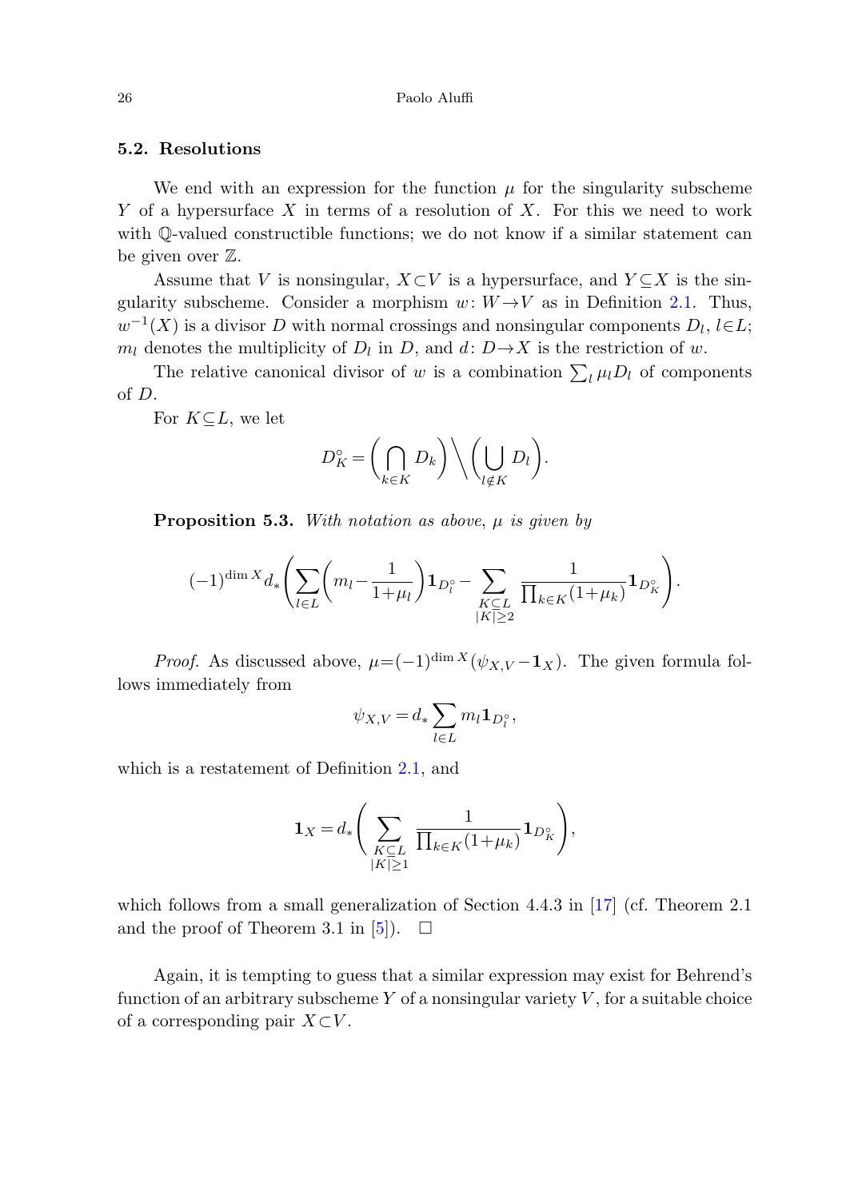### 5.2. Resolutions

We end with an expression for the function $\mu$ for the singularity subscheme $Y$ of a hypersurface $X$ in terms of a resolution of $X$. For this we need to work with $\mathbb{Q}$-valued constructible functions; we do not know if a similar statement can be given over $\mathbb{Z}$.

Assume that $V$ is nonsingular, $X\subset V$ is a hypersurface, and $Y\subseteq X$ is the singularity subscheme. Consider a morphism $w\colon W\to V$ as in Definition 2.1. Thus, $w^{-1}(X)$ is a divisor $D$ with normal crossings and nonsingular components $D_l$, $l\in L$; $m_l$ denotes the multiplicity of $D_l$ in $D$, and $d\colon D\to X$ is the restriction of $w$.

The relative canonical divisor of $w$ is a combination $\sum_l \mu_l D_l$ of components of $D$.

For $K\subseteq L$, we let

$$D_K^\circ = \left(\bigcap_{k\in K} D_k\right)\Big\backslash\left(\bigcup_{l\notin K} D_l\right).$$

**Proposition 5.3.** *With notation as above, $\mu$ is given by*

$$(-1)^{\dim X} d_*\left(\sum_{l\in L}\left(m_l-\frac{1}{1+\mu_l}\right)\mathbf{1}_{D_l^\circ}-\sum_{\substack{K\subseteq L\\ |K|\geq 2}}\frac{1}{\prod_{k\in K}(1+\mu_k)}\mathbf{1}_{D_K^\circ}\right).$$

*Proof.* As discussed above, $\mu=(-1)^{\dim X}(\psi_{X,V}-\mathbf{1}_X)$. The given formula follows immediately from

$$\psi_{X,V}=d_*\sum_{l\in L} m_l \mathbf{1}_{D_l^\circ},$$

which is a restatement of Definition 2.1, and

$$\mathbf{1}_X=d_*\left(\sum_{\substack{K\subseteq L\\ |K|\geq 1}}\frac{1}{\prod_{k\in K}(1+\mu_k)}\mathbf{1}_{D_K^\circ}\right),$$

which follows from a small generalization of Section 4.4.3 in [17] (cf. Theorem 2.1 and the proof of Theorem 3.1 in [5]). □

Again, it is tempting to guess that a similar expression may exist for Behrend's function of an arbitrary subscheme $Y$ of a nonsingular variety $V$, for a suitable choice of a corresponding pair $X\subset V$.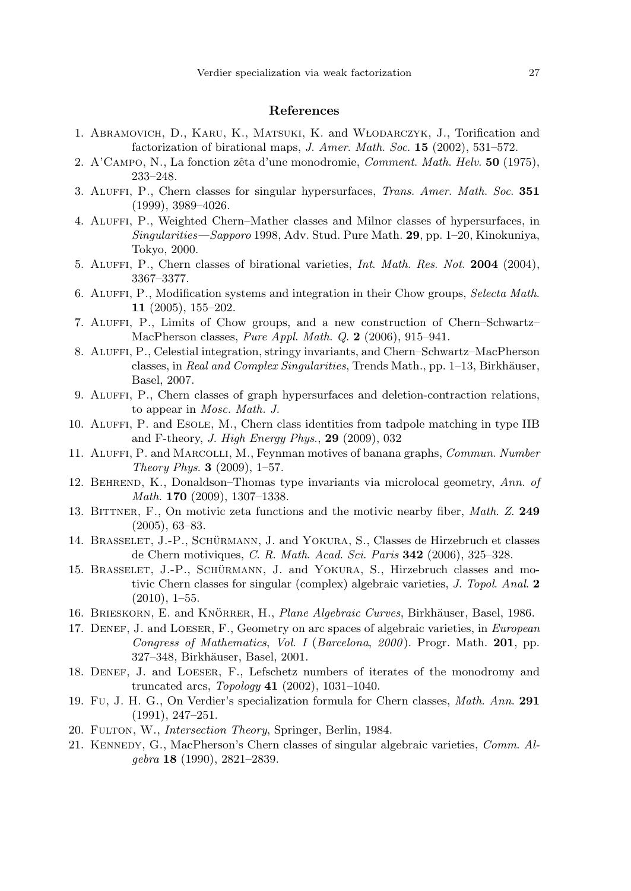## References

1. Abramovich, D., Karu, K., Matsuki, K. and Włodarczyk, J., Torification and factorization of birational maps, *J. Amer. Math. Soc.* **15** (2002), 531–572.
2. A'Campo, N., La fonction zêta d'une monodromie, *Comment. Math. Helv.* **50** (1975), 233–248.
3. Aluffi, P., Chern classes for singular hypersurfaces, *Trans. Amer. Math. Soc.* **351** (1999), 3989–4026.
4. Aluffi, P., Weighted Chern–Mather classes and Milnor classes of hypersurfaces, in *Singularities—Sapporo* 1998, Adv. Stud. Pure Math. **29**, pp. 1–20, Kinokuniya, Tokyo, 2000.
5. Aluffi, P., Chern classes of birational varieties, *Int. Math. Res. Not.* **2004** (2004), 3367–3377.
6. Aluffi, P., Modification systems and integration in their Chow groups, *Selecta Math.* **11** (2005), 155–202.
7. Aluffi, P., Limits of Chow groups, and a new construction of Chern–Schwartz–MacPherson classes, *Pure Appl. Math. Q.* **2** (2006), 915–941.
8. Aluffi, P., Celestial integration, stringy invariants, and Chern–Schwartz–MacPherson classes, in *Real and Complex Singularities*, Trends Math., pp. 1–13, Birkhäuser, Basel, 2007.
9. Aluffi, P., Chern classes of graph hypersurfaces and deletion-contraction relations, to appear in *Mosc. Math. J.*
10. Aluffi, P. and Esole, M., Chern class identities from tadpole matching in type IIB and F-theory, *J. High Energy Phys.*, **29** (2009), 032
11. Aluffi, P. and Marcolli, M., Feynman motives of banana graphs, *Commun. Number Theory Phys.* **3** (2009), 1–57.
12. Behrend, K., Donaldson–Thomas type invariants via microlocal geometry, *Ann. of Math.* **170** (2009), 1307–1338.
13. Bittner, F., On motivic zeta functions and the motivic nearby fiber, *Math. Z.* **249** (2005), 63–83.
14. Brasselet, J.-P., Schürmann, J. and Yokura, S., Classes de Hirzebruch et classes de Chern motiviques, *C. R. Math. Acad. Sci. Paris* **342** (2006), 325–328.
15. Brasselet, J.-P., Schürmann, J. and Yokura, S., Hirzebruch classes and motivic Chern classes for singular (complex) algebraic varieties, *J. Topol. Anal.* **2** (2010), 1–55.
16. Brieskorn, E. and Knörrer, H., *Plane Algebraic Curves*, Birkhäuser, Basel, 1986.
17. Denef, J. and Loeser, F., Geometry on arc spaces of algebraic varieties, in *European Congress of Mathematics*, *Vol. I* (*Barcelona*, *2000*). Progr. Math. **201**, pp. 327–348, Birkhäuser, Basel, 2001.
18. Denef, J. and Loeser, F., Lefschetz numbers of iterates of the monodromy and truncated arcs, *Topology* **41** (2002), 1031–1040.
19. Fu, J. H. G., On Verdier's specialization formula for Chern classes, *Math. Ann.* **291** (1991), 247–251.
20. Fulton, W., *Intersection Theory*, Springer, Berlin, 1984.
21. Kennedy, G., MacPherson's Chern classes of singular algebraic varieties, *Comm. Algebra* **18** (1990), 2821–2839.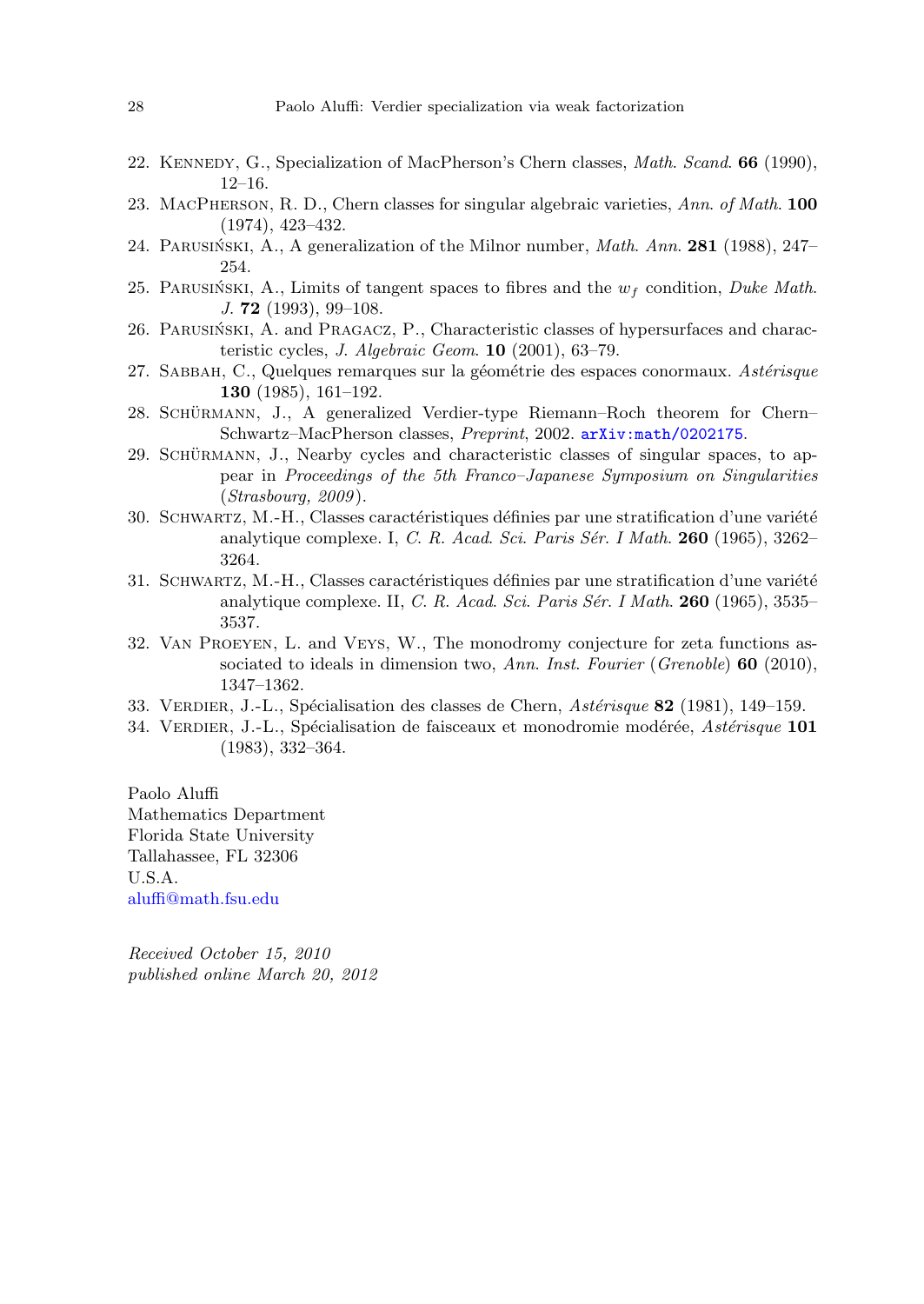22. Kennedy, G., Specialization of MacPherson's Chern classes, *Math. Scand.* **66** (1990), 12–16.
23. MacPherson, R. D., Chern classes for singular algebraic varieties, *Ann. of Math.* **100** (1974), 423–432.
24. Parusiński, A., A generalization of the Milnor number, *Math. Ann.* **281** (1988), 247–254.
25. Parusiński, A., Limits of tangent spaces to fibres and the $w_f$ condition, *Duke Math. J.* **72** (1993), 99–108.
26. Parusiński, A. and Pragacz, P., Characteristic classes of hypersurfaces and characteristic cycles, *J. Algebraic Geom.* **10** (2001), 63–79.
27. Sabbah, C., Quelques remarques sur la géométrie des espaces conormaux. *Astérisque* **130** (1985), 161–192.
28. Schürmann, J., A generalized Verdier-type Riemann–Roch theorem for Chern–Schwartz–MacPherson classes, *Preprint*, 2002. arXiv:math/0202175.
29. Schürmann, J., Nearby cycles and characteristic classes of singular spaces, to appear in *Proceedings of the 5th Franco–Japanese Symposium on Singularities* (*Strasbourg, 2009*).
30. Schwartz, M.-H., Classes caractéristiques définies par une stratification d'une variété analytique complexe. I, *C. R. Acad. Sci. Paris Sér. I Math.* **260** (1965), 3262–3264.
31. Schwartz, M.-H., Classes caractéristiques définies par une stratification d'une variété analytique complexe. II, *C. R. Acad. Sci. Paris Sér. I Math.* **260** (1965), 3535–3537.
32. Van Proeyen, L. and Veys, W., The monodromy conjecture for zeta functions associated to ideals in dimension two, *Ann. Inst. Fourier* (*Grenoble*) **60** (2010), 1347–1362.
33. Verdier, J.-L., Spécialisation des classes de Chern, *Astérisque* **82** (1981), 149–159.
34. Verdier, J.-L., Spécialisation de faisceaux et monodromie modérée, *Astérisque* **101** (1983), 332–364.

Paolo Aluffi
Mathematics Department
Florida State University
Tallahassee, FL 32306
U.S.A.
aluffi@math.fsu.edu

*Received October 15, 2010*
*published online March 20, 2012*